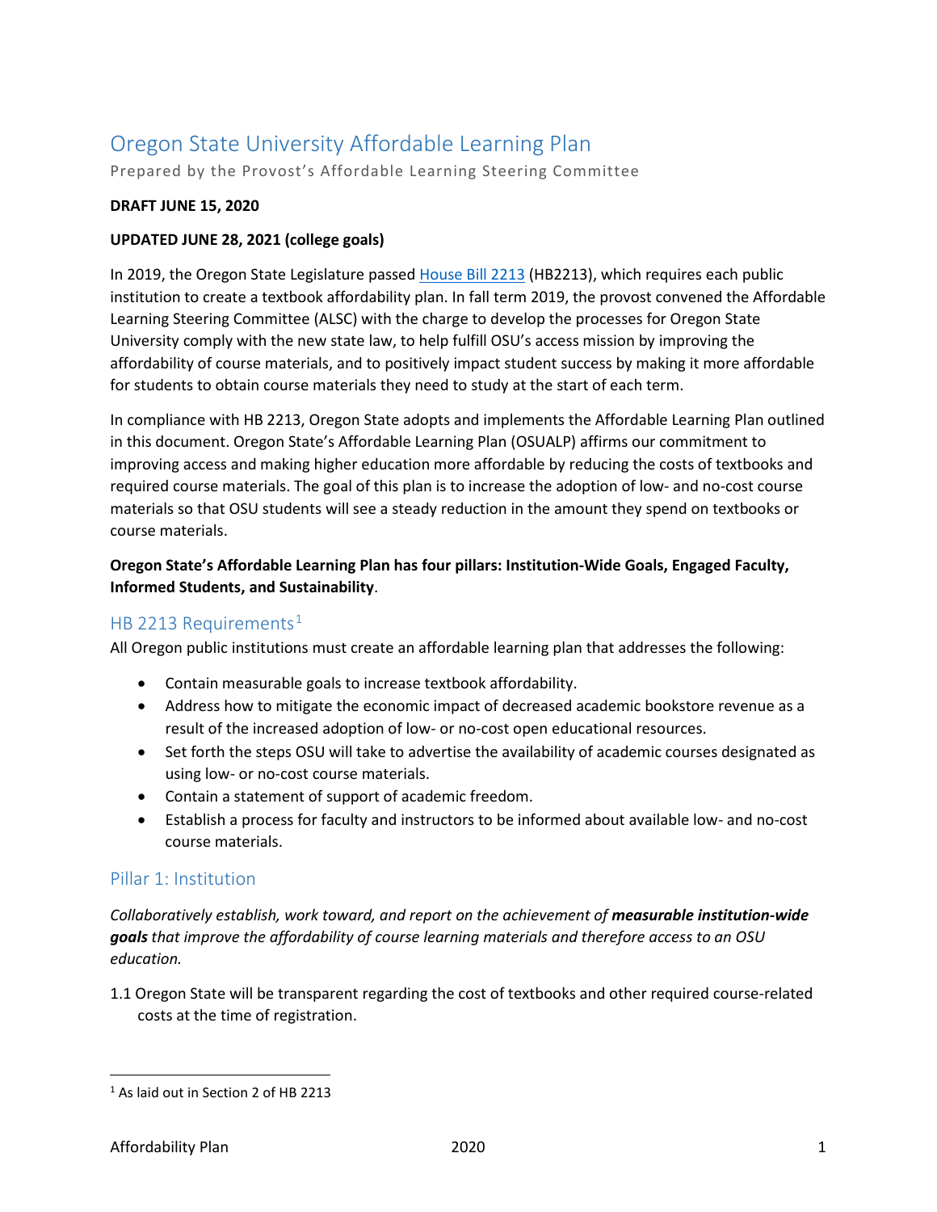# Oregon State University Affordable Learning Plan

Prepared by the Provost's Affordable Learning Steering Committee

**DRAFT JUNE 15, 2020**

**UPDATED JUNE 28, 2021 (college goals)**

In 2019, the Oregon State Legislature passed House Bill 2213 (HB2213), which requires each public institution to create a textbook affordability plan. In fall term 2019, the provost convened the Affordable Learning Steering Committee (ALSC) with the charge to develop the processes for Oregon State University comply with the new state law, to help fulfill OSU's access mission by improving the affordability of course materials, and to positively impact student success by making it more affordable for students to obtain course materials they need to study at the start of each term.

In compliance with HB 2213, Oregon State adopts and implements the Affordable Learning Plan outlined in this document. Oregon State's Affordable Learning Plan (OSUALP) affirms our commitment to improving access and making higher education more affordable by reducing the costs of textbooks and required course materials. The goal of this plan is to increase the adoption of low- and no-cost course materials so that OSU students will see a steady reduction in the amount they spend on textbooks or course materials.

**Oregon State's Affordable Learning Plan has four pillars: Institution-Wide Goals, Engaged Faculty, Informed Students, and Sustainability**.

## HB 2213 Requirements[1]

All Oregon public institutions must create an affordable learning plan that addresses the following:

- Contain measurable goals to increase textbook affordability.
- Address how to mitigate the economic impact of decreased academic bookstore revenue as a result of the increased adoption of low- or no-cost open educational resources.
- Set forth the steps OSU will take to advertise the availability of academic courses designated as using low- or no-cost course materials.
- Contain a statement of support of academic freedom.
- Establish a process for faculty and instructors to be informed about available low- and no-cost course materials.

## Pillar 1: Institution

*Collaboratively establish, work toward, and report on the achievement of **measurable institution-wide goals** that improve the affordability of course learning materials and therefore access to an OSU education.*

1.1 Oregon State will be transparent regarding the cost of textbooks and other required course-related costs at the time of registration.

[1] As laid out in Section 2 of HB 2213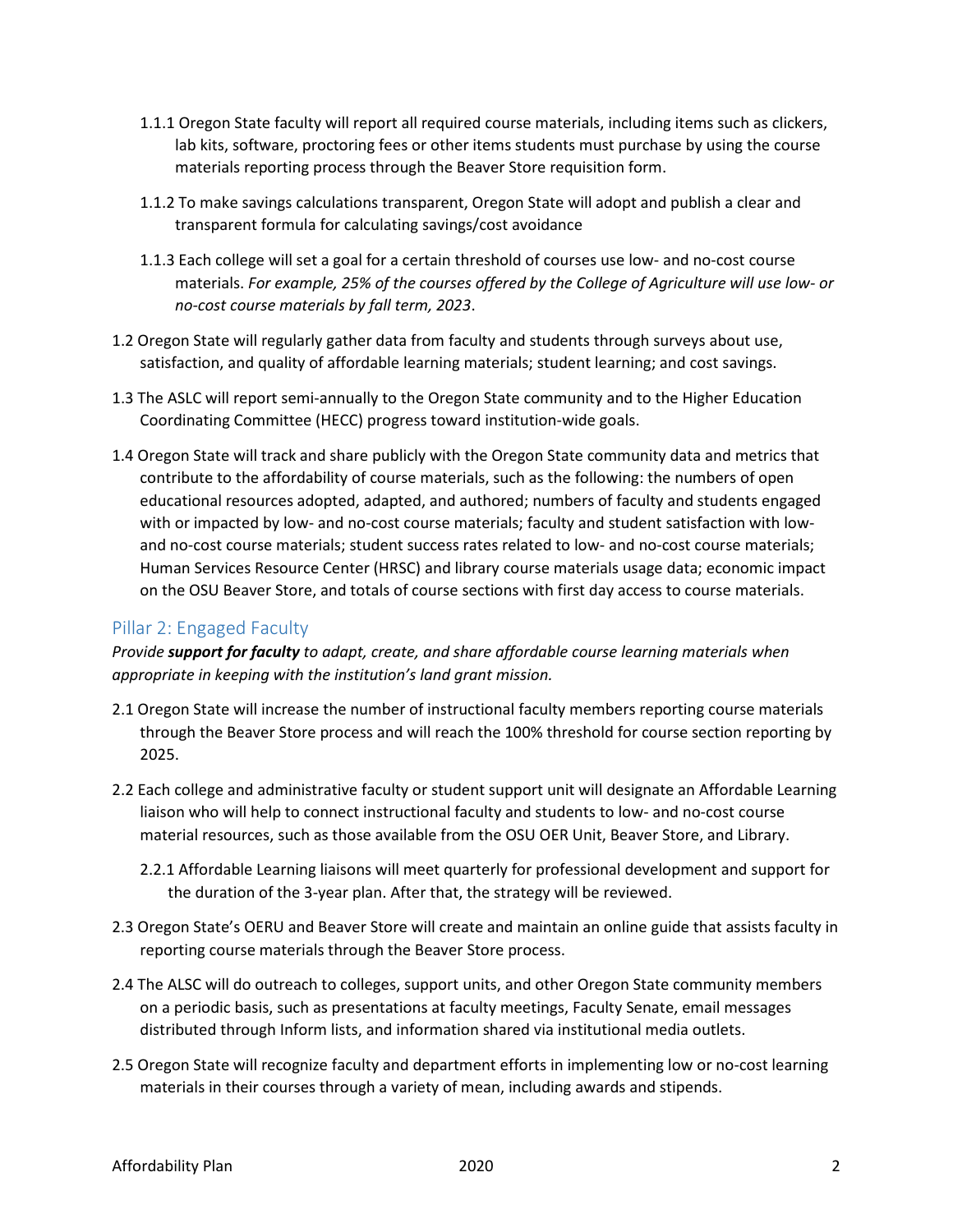1.1.1 Oregon State faculty will report all required course materials, including items such as clickers, lab kits, software, proctoring fees or other items students must purchase by using the course materials reporting process through the Beaver Store requisition form.

1.1.2 To make savings calculations transparent, Oregon State will adopt and publish a clear and transparent formula for calculating savings/cost avoidance

1.1.3 Each college will set a goal for a certain threshold of courses use low- and no-cost course materials. *For example, 25% of the courses offered by the College of Agriculture will use low- or no-cost course materials by fall term, 2023*.

1.2 Oregon State will regularly gather data from faculty and students through surveys about use, satisfaction, and quality of affordable learning materials; student learning; and cost savings.

1.3 The ASLC will report semi-annually to the Oregon State community and to the Higher Education Coordinating Committee (HECC) progress toward institution-wide goals.

1.4 Oregon State will track and share publicly with the Oregon State community data and metrics that contribute to the affordability of course materials, such as the following: the numbers of open educational resources adopted, adapted, and authored; numbers of faculty and students engaged with or impacted by low- and no-cost course materials; faculty and student satisfaction with low- and no-cost course materials; student success rates related to low- and no-cost course materials; Human Services Resource Center (HRSC) and library course materials usage data; economic impact on the OSU Beaver Store, and totals of course sections with first day access to course materials.

## Pillar 2: Engaged Faculty

*Provide **support for faculty** to adapt, create, and share affordable course learning materials when appropriate in keeping with the institution's land grant mission.*

2.1 Oregon State will increase the number of instructional faculty members reporting course materials through the Beaver Store process and will reach the 100% threshold for course section reporting by 2025.

2.2 Each college and administrative faculty or student support unit will designate an Affordable Learning liaison who will help to connect instructional faculty and students to low- and no-cost course material resources, such as those available from the OSU OER Unit, Beaver Store, and Library.

2.2.1 Affordable Learning liaisons will meet quarterly for professional development and support for the duration of the 3-year plan. After that, the strategy will be reviewed.

2.3 Oregon State's OERU and Beaver Store will create and maintain an online guide that assists faculty in reporting course materials through the Beaver Store process.

2.4 The ALSC will do outreach to colleges, support units, and other Oregon State community members on a periodic basis, such as presentations at faculty meetings, Faculty Senate, email messages distributed through Inform lists, and information shared via institutional media outlets.

2.5 Oregon State will recognize faculty and department efforts in implementing low or no-cost learning materials in their courses through a variety of mean, including awards and stipends.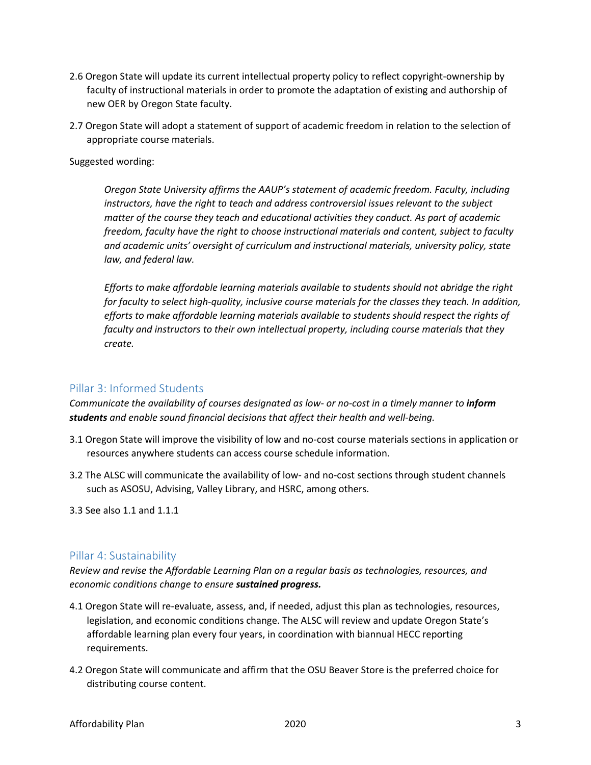2.6 Oregon State will update its current intellectual property policy to reflect copyright-ownership by faculty of instructional materials in order to promote the adaptation of existing and authorship of new OER by Oregon State faculty.

2.7 Oregon State will adopt a statement of support of academic freedom in relation to the selection of appropriate course materials.

Suggested wording:

> *Oregon State University affirms the AAUP's statement of academic freedom. Faculty, including instructors, have the right to teach and address controversial issues relevant to the subject matter of the course they teach and educational activities they conduct. As part of academic freedom, faculty have the right to choose instructional materials and content, subject to faculty and academic units' oversight of curriculum and instructional materials, university policy, state law, and federal law.*
>
> *Efforts to make affordable learning materials available to students should not abridge the right for faculty to select high-quality, inclusive course materials for the classes they teach. In addition, efforts to make affordable learning materials available to students should respect the rights of faculty and instructors to their own intellectual property, including course materials that they create.*

## Pillar 3: Informed Students

*Communicate the availability of courses designated as low- or no-cost in a timely manner to **inform students** and enable sound financial decisions that affect their health and well-being.*

3.1 Oregon State will improve the visibility of low and no-cost course materials sections in application or resources anywhere students can access course schedule information.

3.2 The ALSC will communicate the availability of low- and no-cost sections through student channels such as ASOSU, Advising, Valley Library, and HSRC, among others.

3.3 See also 1.1 and 1.1.1

## Pillar 4: Sustainability

*Review and revise the Affordable Learning Plan on a regular basis as technologies, resources, and economic conditions change to ensure **sustained progress.***

4.1 Oregon State will re-evaluate, assess, and, if needed, adjust this plan as technologies, resources, legislation, and economic conditions change. The ALSC will review and update Oregon State's affordable learning plan every four years, in coordination with biannual HECC reporting requirements.

4.2 Oregon State will communicate and affirm that the OSU Beaver Store is the preferred choice for distributing course content.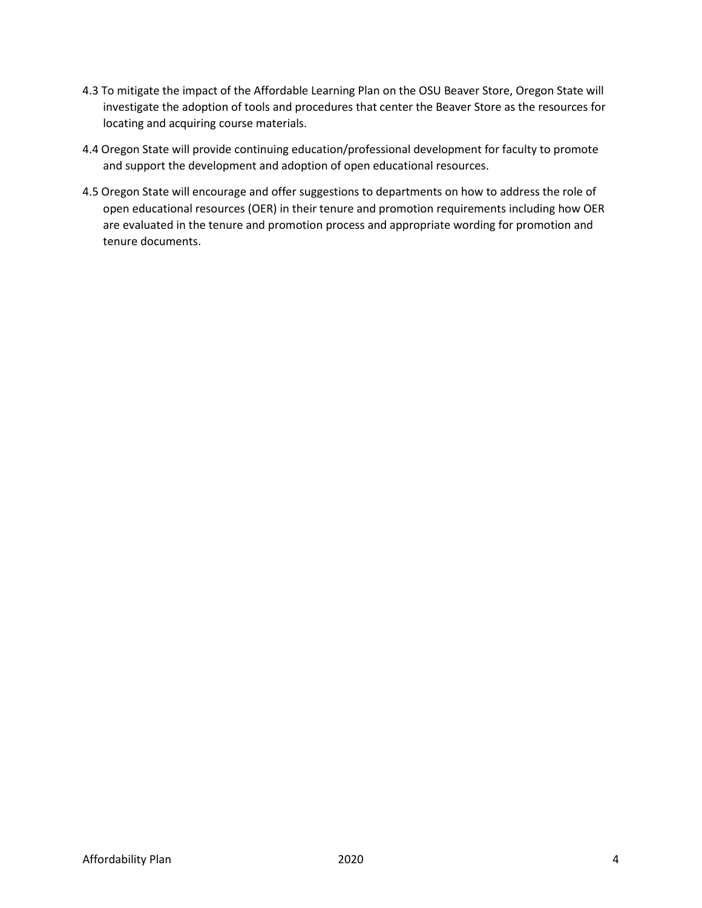4.3 To mitigate the impact of the Affordable Learning Plan on the OSU Beaver Store, Oregon State will investigate the adoption of tools and procedures that center the Beaver Store as the resources for locating and acquiring course materials.

4.4 Oregon State will provide continuing education/professional development for faculty to promote and support the development and adoption of open educational resources.

4.5 Oregon State will encourage and offer suggestions to departments on how to address the role of open educational resources (OER) in their tenure and promotion requirements including how OER are evaluated in the tenure and promotion process and appropriate wording for promotion and tenure documents.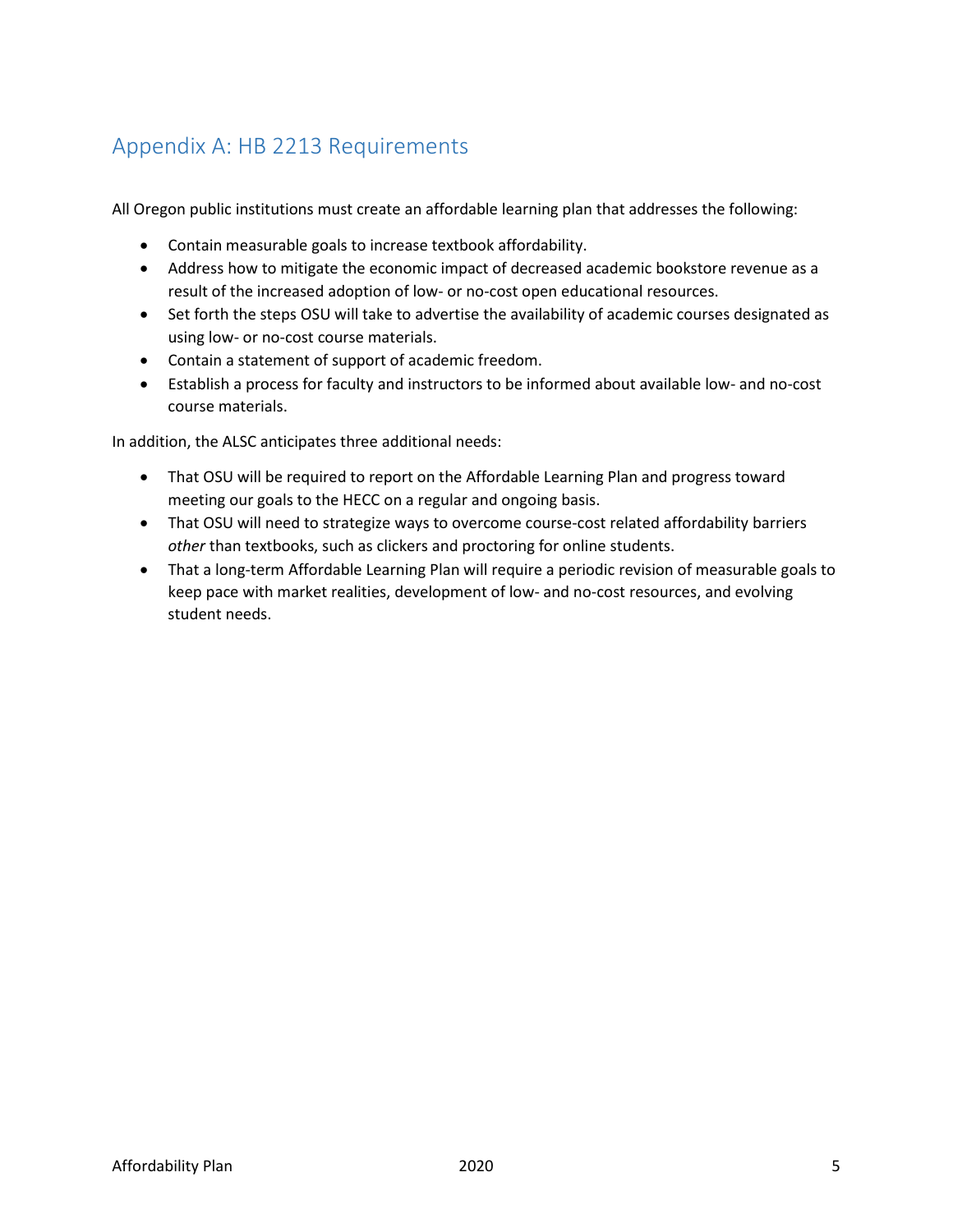## Appendix A: HB 2213 Requirements

All Oregon public institutions must create an affordable learning plan that addresses the following:

- Contain measurable goals to increase textbook affordability.
- Address how to mitigate the economic impact of decreased academic bookstore revenue as a result of the increased adoption of low- or no-cost open educational resources.
- Set forth the steps OSU will take to advertise the availability of academic courses designated as using low- or no-cost course materials.
- Contain a statement of support of academic freedom.
- Establish a process for faculty and instructors to be informed about available low- and no-cost course materials.

In addition, the ALSC anticipates three additional needs:

- That OSU will be required to report on the Affordable Learning Plan and progress toward meeting our goals to the HECC on a regular and ongoing basis.
- That OSU will need to strategize ways to overcome course-cost related affordability barriers *other* than textbooks, such as clickers and proctoring for online students.
- That a long-term Affordable Learning Plan will require a periodic revision of measurable goals to keep pace with market realities, development of low- and no-cost resources, and evolving student needs.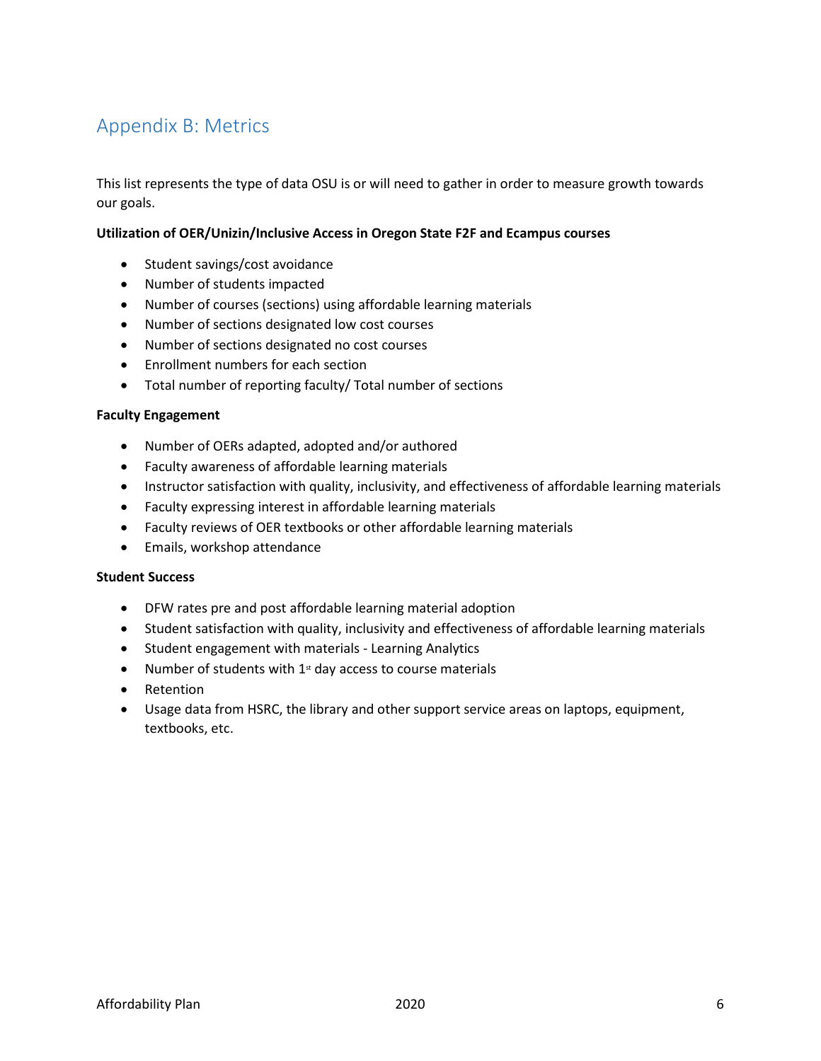## Appendix B: Metrics

This list represents the type of data OSU is or will need to gather in order to measure growth towards our goals.

**Utilization of OER/Unizin/Inclusive Access in Oregon State F2F and Ecampus courses**

- Student savings/cost avoidance
- Number of students impacted
- Number of courses (sections) using affordable learning materials
- Number of sections designated low cost courses
- Number of sections designated no cost courses
- Enrollment numbers for each section
- Total number of reporting faculty/ Total number of sections

**Faculty Engagement**

- Number of OERs adapted, adopted and/or authored
- Faculty awareness of affordable learning materials
- Instructor satisfaction with quality, inclusivity, and effectiveness of affordable learning materials
- Faculty expressing interest in affordable learning materials
- Faculty reviews of OER textbooks or other affordable learning materials
- Emails, workshop attendance

**Student Success**

- DFW rates pre and post affordable learning material adoption
- Student satisfaction with quality, inclusivity and effectiveness of affordable learning materials
- Student engagement with materials - Learning Analytics
- Number of students with 1st day access to course materials
- Retention
- Usage data from HSRC, the library and other support service areas on laptops, equipment, textbooks, etc.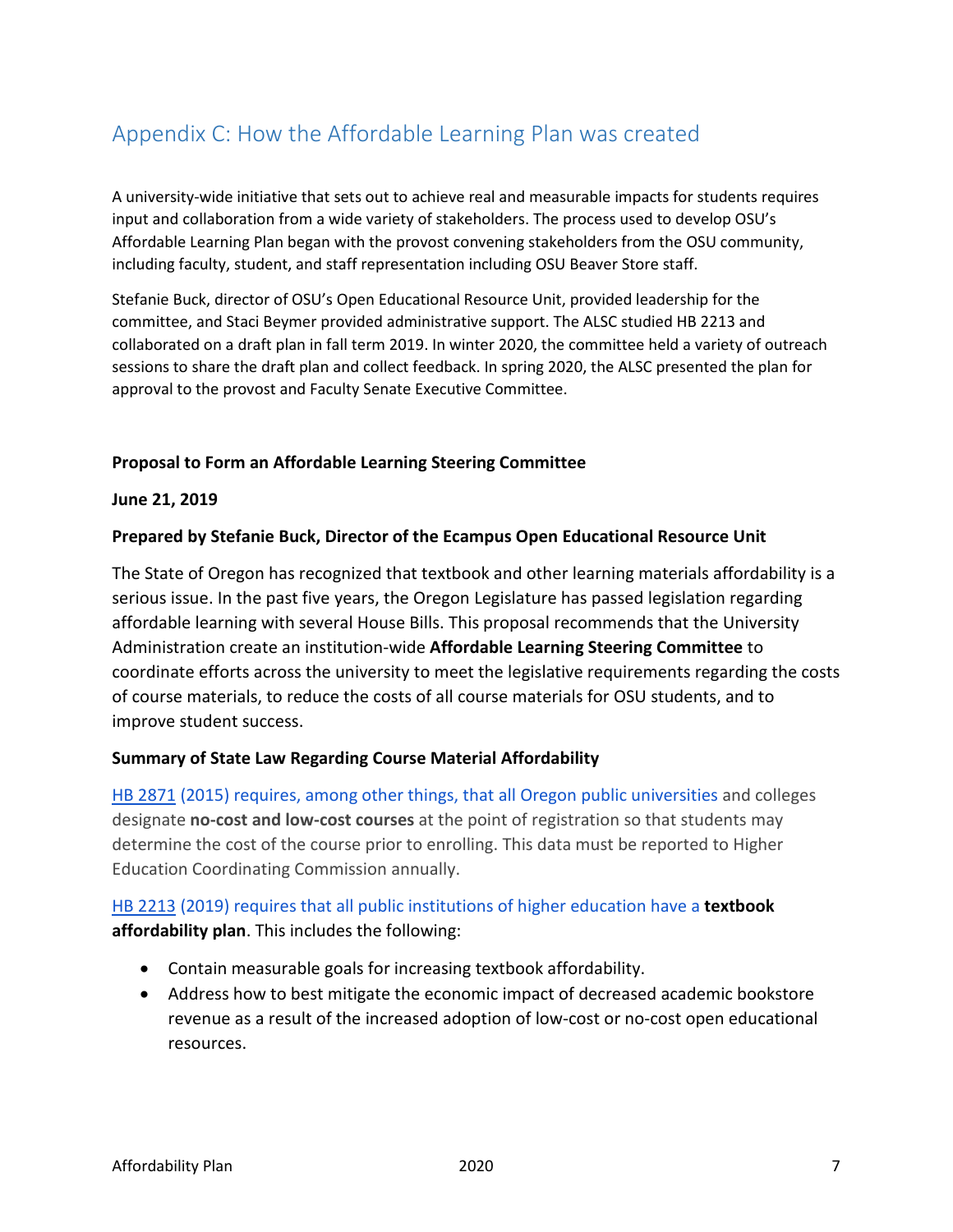## Appendix C: How the Affordable Learning Plan was created

A university-wide initiative that sets out to achieve real and measurable impacts for students requires input and collaboration from a wide variety of stakeholders. The process used to develop OSU's Affordable Learning Plan began with the provost convening stakeholders from the OSU community, including faculty, student, and staff representation including OSU Beaver Store staff.

Stefanie Buck, director of OSU's Open Educational Resource Unit, provided leadership for the committee, and Staci Beymer provided administrative support. The ALSC studied HB 2213 and collaborated on a draft plan in fall term 2019. In winter 2020, the committee held a variety of outreach sessions to share the draft plan and collect feedback. In spring 2020, the ALSC presented the plan for approval to the provost and Faculty Senate Executive Committee.

**Proposal to Form an Affordable Learning Steering Committee**

**June 21, 2019**

**Prepared by Stefanie Buck, Director of the Ecampus Open Educational Resource Unit**

The State of Oregon has recognized that textbook and other learning materials affordability is a serious issue. In the past five years, the Oregon Legislature has passed legislation regarding affordable learning with several House Bills. This proposal recommends that the University Administration create an institution-wide **Affordable Learning Steering Committee** to coordinate efforts across the university to meet the legislative requirements regarding the costs of course materials, to reduce the costs of all course materials for OSU students, and to improve student success.

**Summary of State Law Regarding Course Material Affordability**

HB 2871 (2015) requires, among other things, that all Oregon public universities and colleges designate **no-cost and low-cost courses** at the point of registration so that students may determine the cost of the course prior to enrolling. This data must be reported to Higher Education Coordinating Commission annually.

HB 2213 (2019) requires that all public institutions of higher education have a **textbook affordability plan**. This includes the following:

- Contain measurable goals for increasing textbook affordability.
- Address how to best mitigate the economic impact of decreased academic bookstore revenue as a result of the increased adoption of low-cost or no-cost open educational resources.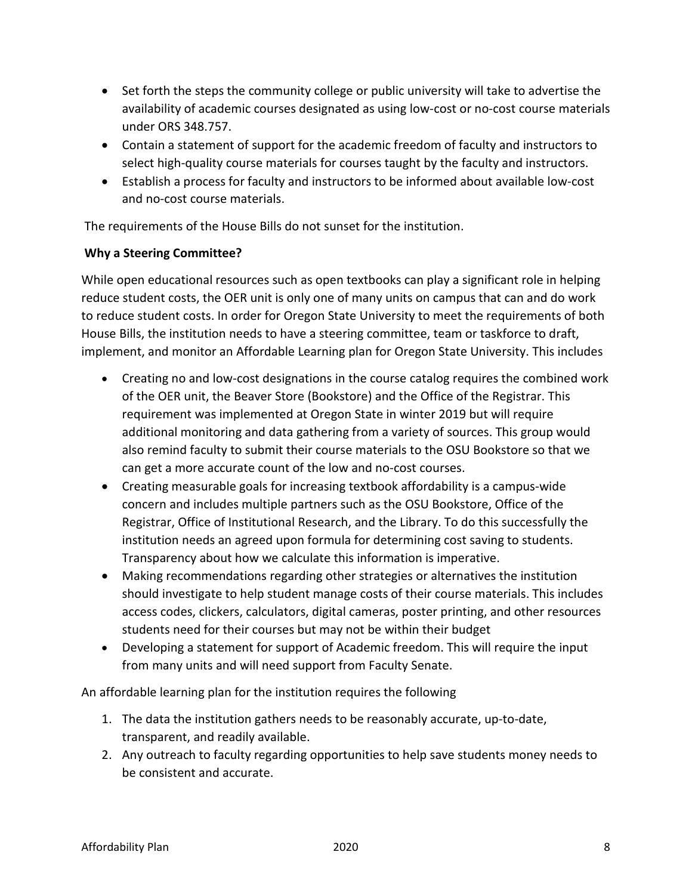- Set forth the steps the community college or public university will take to advertise the availability of academic courses designated as using low-cost or no-cost course materials under ORS 348.757.
- Contain a statement of support for the academic freedom of faculty and instructors to select high-quality course materials for courses taught by the faculty and instructors.
- Establish a process for faculty and instructors to be informed about available low-cost and no-cost course materials.

The requirements of the House Bills do not sunset for the institution.

**Why a Steering Committee?**

While open educational resources such as open textbooks can play a significant role in helping reduce student costs, the OER unit is only one of many units on campus that can and do work to reduce student costs. In order for Oregon State University to meet the requirements of both House Bills, the institution needs to have a steering committee, team or taskforce to draft, implement, and monitor an Affordable Learning plan for Oregon State University. This includes

- Creating no and low-cost designations in the course catalog requires the combined work of the OER unit, the Beaver Store (Bookstore) and the Office of the Registrar. This requirement was implemented at Oregon State in winter 2019 but will require additional monitoring and data gathering from a variety of sources. This group would also remind faculty to submit their course materials to the OSU Bookstore so that we can get a more accurate count of the low and no-cost courses.
- Creating measurable goals for increasing textbook affordability is a campus-wide concern and includes multiple partners such as the OSU Bookstore, Office of the Registrar, Office of Institutional Research, and the Library. To do this successfully the institution needs an agreed upon formula for determining cost saving to students. Transparency about how we calculate this information is imperative.
- Making recommendations regarding other strategies or alternatives the institution should investigate to help student manage costs of their course materials. This includes access codes, clickers, calculators, digital cameras, poster printing, and other resources students need for their courses but may not be within their budget
- Developing a statement for support of Academic freedom. This will require the input from many units and will need support from Faculty Senate.

An affordable learning plan for the institution requires the following

1. The data the institution gathers needs to be reasonably accurate, up-to-date, transparent, and readily available.
2. Any outreach to faculty regarding opportunities to help save students money needs to be consistent and accurate.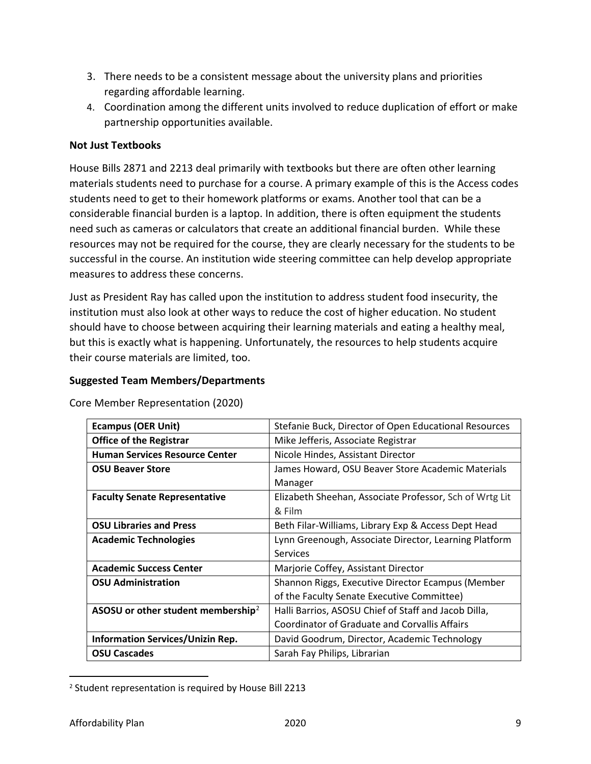3. There needs to be a consistent message about the university plans and priorities regarding affordable learning.
4. Coordination among the different units involved to reduce duplication of effort or make partnership opportunities available.

**Not Just Textbooks**

House Bills 2871 and 2213 deal primarily with textbooks but there are often other learning materials students need to purchase for a course. A primary example of this is the Access codes students need to get to their homework platforms or exams. Another tool that can be a considerable financial burden is a laptop. In addition, there is often equipment the students need such as cameras or calculators that create an additional financial burden. While these resources may not be required for the course, they are clearly necessary for the students to be successful in the course. An institution wide steering committee can help develop appropriate measures to address these concerns.

Just as President Ray has called upon the institution to address student food insecurity, the institution must also look at other ways to reduce the cost of higher education. No student should have to choose between acquiring their learning materials and eating a healthy meal, but this is exactly what is happening. Unfortunately, the resources to help students acquire their course materials are limited, too.

**Suggested Team Members/Departments**

Core Member Representation (2020)

| | |
|---|---|
| **Ecampus (OER Unit)** | Stefanie Buck, Director of Open Educational Resources |
| **Office of the Registrar** | Mike Jefferis, Associate Registrar |
| **Human Services Resource Center** | Nicole Hindes, Assistant Director |
| **OSU Beaver Store** | James Howard, OSU Beaver Store Academic Materials Manager |
| **Faculty Senate Representative** | Elizabeth Sheehan, Associate Professor, Sch of Wrtg Lit & Film |
| **OSU Libraries and Press** | Beth Filar-Williams, Library Exp & Access Dept Head |
| **Academic Technologies** | Lynn Greenough, Associate Director, Learning Platform Services |
| **Academic Success Center** | Marjorie Coffey, Assistant Director |
| **OSU Administration** | Shannon Riggs, Executive Director Ecampus (Member of the Faculty Senate Executive Committee) |
| **ASOSU or other student membership**[2] | Halli Barrios, ASOSU Chief of Staff and Jacob Dilla, Coordinator of Graduate and Corvallis Affairs |
| **Information Services/Unizin Rep.** | David Goodrum, Director, Academic Technology |
| **OSU Cascades** | Sarah Fay Philips, Librarian |

[2] Student representation is required by House Bill 2213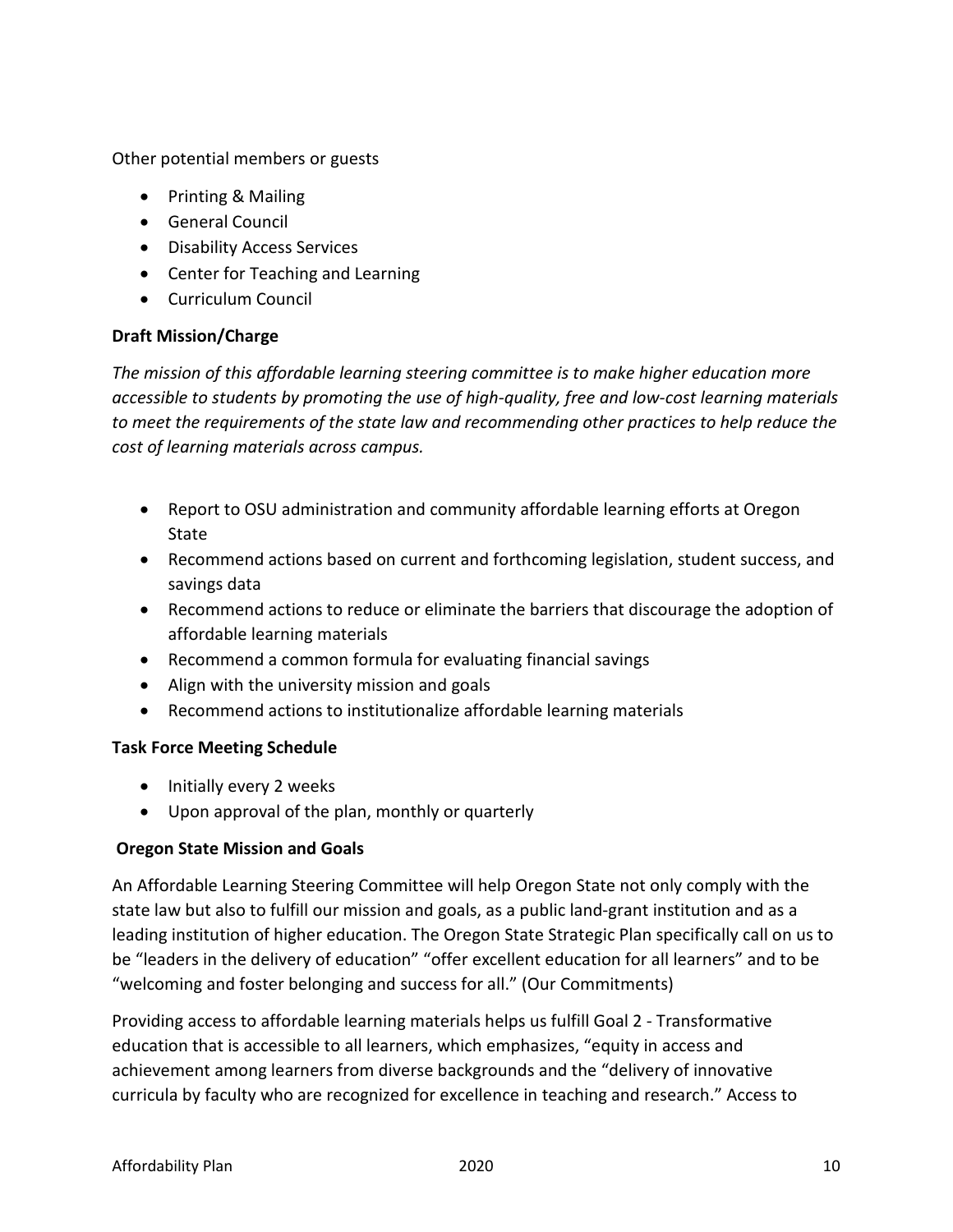Other potential members or guests

- Printing & Mailing
- General Council
- Disability Access Services
- Center for Teaching and Learning
- Curriculum Council

**Draft Mission/Charge**

*The mission of this affordable learning steering committee is to make higher education more accessible to students by promoting the use of high-quality, free and low-cost learning materials to meet the requirements of the state law and recommending other practices to help reduce the cost of learning materials across campus.*

- Report to OSU administration and community affordable learning efforts at Oregon State
- Recommend actions based on current and forthcoming legislation, student success, and savings data
- Recommend actions to reduce or eliminate the barriers that discourage the adoption of affordable learning materials
- Recommend a common formula for evaluating financial savings
- Align with the university mission and goals
- Recommend actions to institutionalize affordable learning materials

**Task Force Meeting Schedule**

- Initially every 2 weeks
- Upon approval of the plan, monthly or quarterly

**Oregon State Mission and Goals**

An Affordable Learning Steering Committee will help Oregon State not only comply with the state law but also to fulfill our mission and goals, as a public land-grant institution and as a leading institution of higher education. The Oregon State Strategic Plan specifically call on us to be "leaders in the delivery of education" "offer excellent education for all learners" and to be "welcoming and foster belonging and success for all." (Our Commitments)

Providing access to affordable learning materials helps us fulfill Goal 2 - Transformative education that is accessible to all learners, which emphasizes, "equity in access and achievement among learners from diverse backgrounds and the "delivery of innovative curricula by faculty who are recognized for excellence in teaching and research." Access to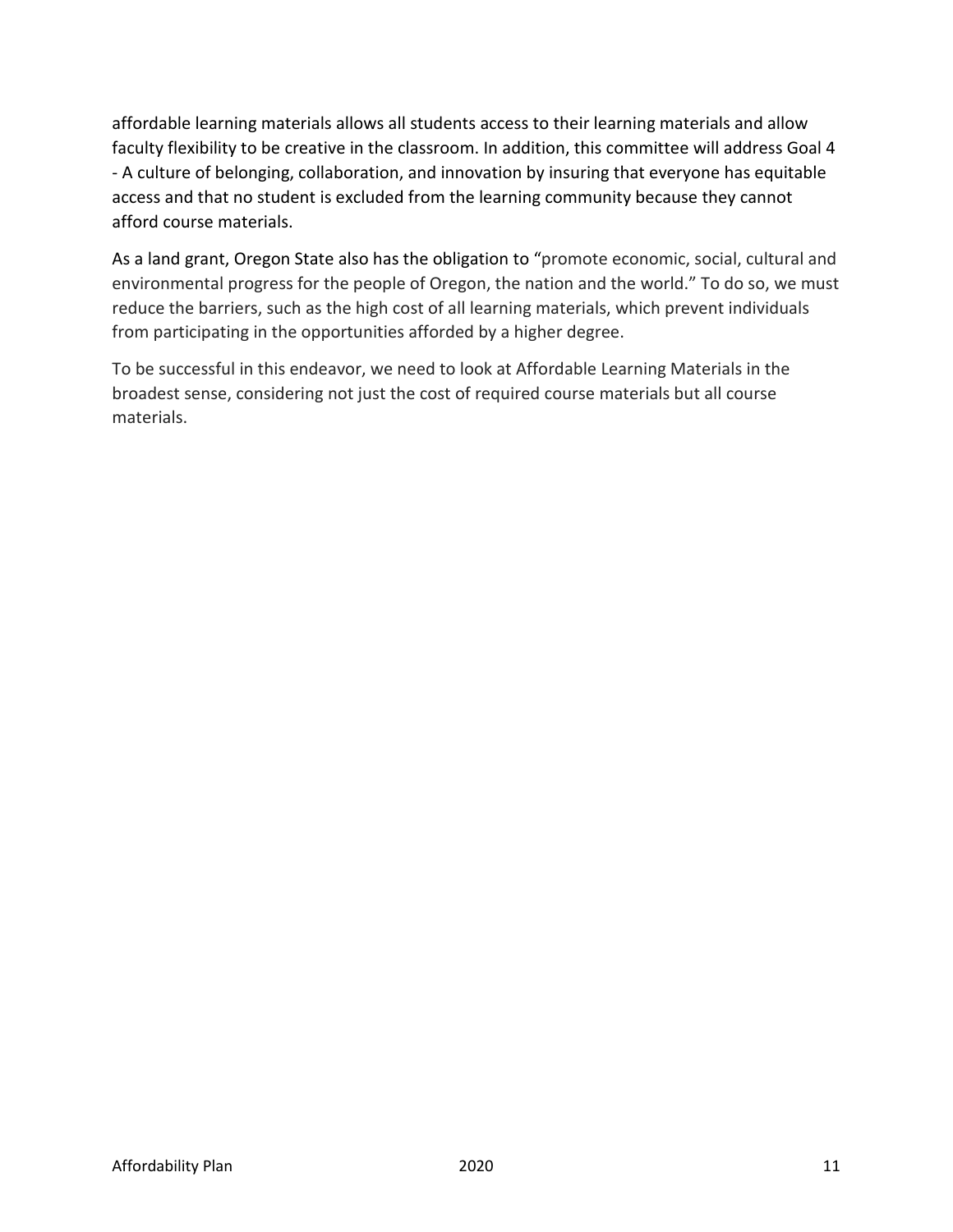affordable learning materials allows all students access to their learning materials and allow faculty flexibility to be creative in the classroom. In addition, this committee will address Goal 4 - A culture of belonging, collaboration, and innovation by insuring that everyone has equitable access and that no student is excluded from the learning community because they cannot afford course materials.

As a land grant, Oregon State also has the obligation to "promote economic, social, cultural and environmental progress for the people of Oregon, the nation and the world." To do so, we must reduce the barriers, such as the high cost of all learning materials, which prevent individuals from participating in the opportunities afforded by a higher degree.

To be successful in this endeavor, we need to look at Affordable Learning Materials in the broadest sense, considering not just the cost of required course materials but all course materials.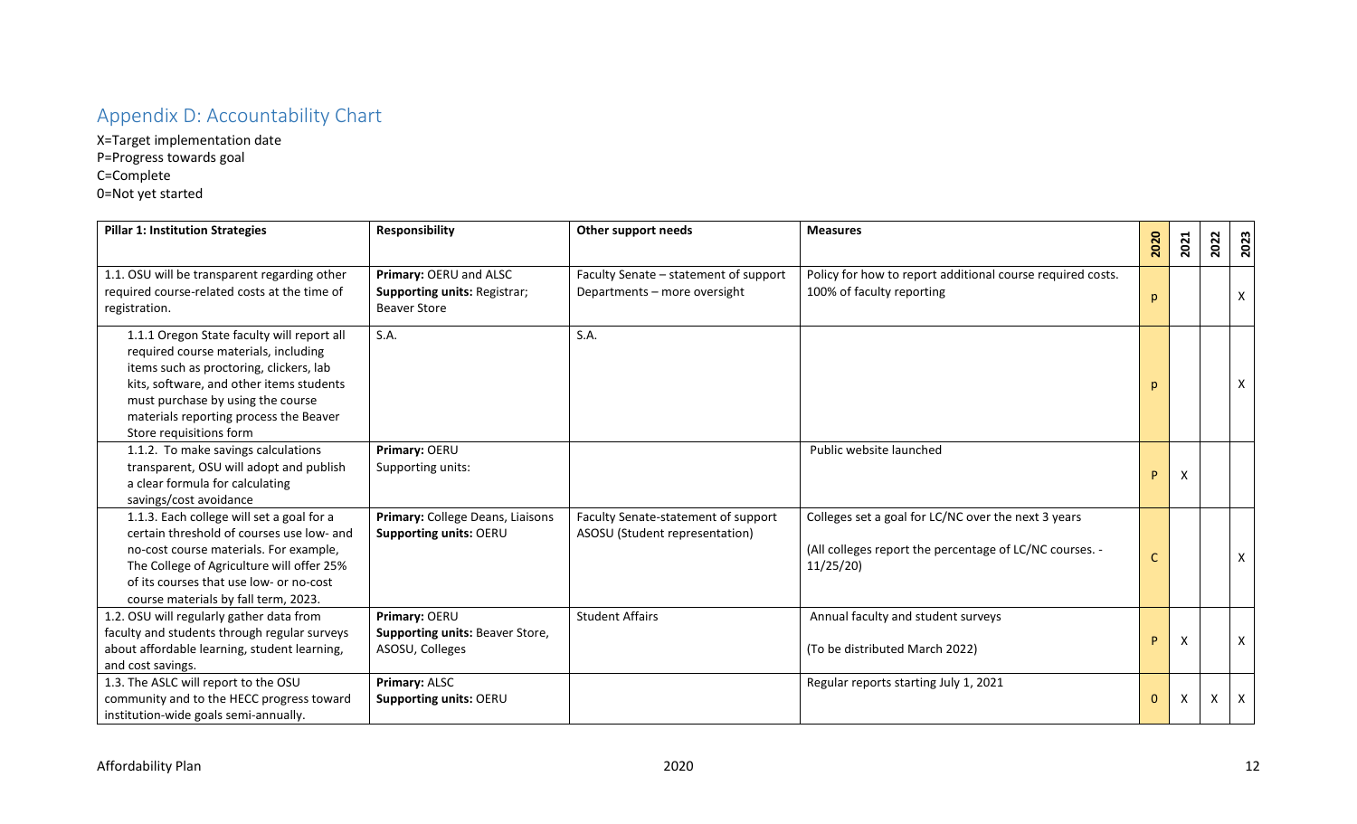## Appendix D: Accountability Chart

X=Target implementation date
P=Progress towards goal
C=Complete
0=Not yet started

| Pillar 1: Institution Strategies | Responsibility | Other support needs | Measures | 2020 | 2021 | 2022 | 2023 |
|---|---|---|---|---|---|---|---|
| 1.1. OSU will be transparent regarding other required course-related costs at the time of registration. | **Primary:** OERU and ALSC<br>**Supporting units:** Registrar; Beaver Store | Faculty Senate – statement of support<br>Departments – more oversight | Policy for how to report additional course required costs.<br>100% of faculty reporting | p | | | X |
| 1.1.1 Oregon State faculty will report all required course materials, including items such as proctoring, clickers, lab kits, software, and other items students must purchase by using the course materials reporting process the Beaver Store requisitions form | S.A. | S.A. | | p | | | X |
| 1.1.2. To make savings calculations transparent, OSU will adopt and publish a clear formula for calculating savings/cost avoidance | **Primary:** OERU<br>Supporting units: | | Public website launched | P | X | | |
| 1.1.3. Each college will set a goal for a certain threshold of courses use low- and no-cost course materials. For example, The College of Agriculture will offer 25% of its courses that use low- or no-cost course materials by fall term, 2023. | **Primary:** College Deans, Liaisons<br>**Supporting units:** OERU | Faculty Senate-statement of support<br>ASOSU (Student representation) | Colleges set a goal for LC/NC over the next 3 years<br><br>(All colleges report the percentage of LC/NC courses. - 11/25/20) | C | | | X |
| 1.2. OSU will regularly gather data from faculty and students through regular surveys about affordable learning, student learning, and cost savings. | **Primary:** OERU<br>**Supporting units:** Beaver Store, ASOSU, Colleges | Student Affairs | Annual faculty and student surveys<br><br>(To be distributed March 2022) | P | X | | X |
| 1.3. The ASLC will report to the OSU community and to the HECC progress toward institution-wide goals semi-annually. | **Primary:** ALSC<br>**Supporting units:** OERU | | Regular reports starting July 1, 2021 | 0 | X | X | X |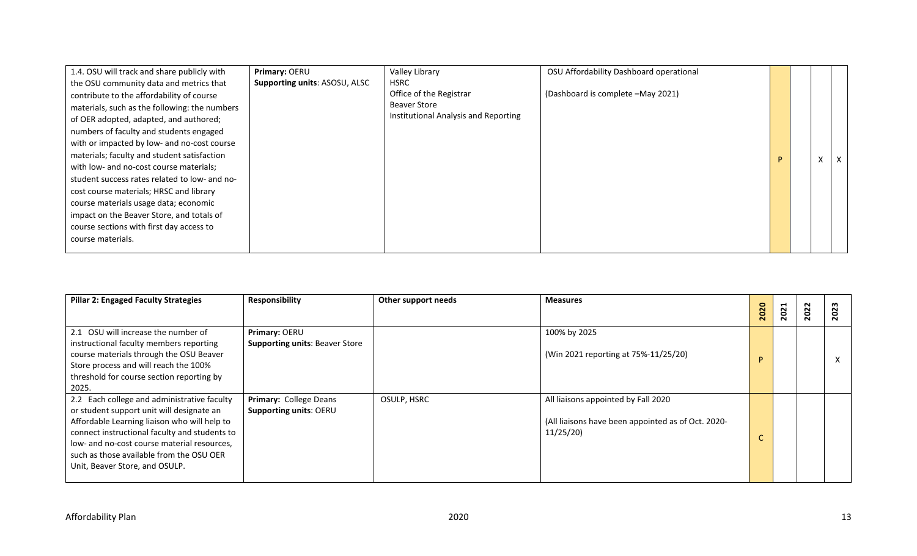| | | | | | | | |
|---|---|---|---|---|---|---|---|
| 1.4. OSU will track and share publicly with the OSU community data and metrics that contribute to the affordability of course materials, such as the following: the numbers of OER adopted, adapted, and authored; numbers of faculty and students engaged with or impacted by low- and no-cost course materials; faculty and student satisfaction with low- and no-cost course materials; student success rates related to low- and no-cost course materials; HRSC and library course materials usage data; economic impact on the Beaver Store, and totals of course sections with first day access to course materials. | **Primary:** OERU<br>**Supporting units**: ASOSU, ALSC | Valley Library<br>HSRC<br>Office of the Registrar<br>Beaver Store<br>Institutional Analysis and Reporting | OSU Affordability Dashboard operational<br><br>(Dashboard is complete –May 2021) | P | | X | X |

| Pillar 2: Engaged Faculty Strategies | Responsibility | Other support needs | Measures | 2020 | 2021 | 2022 | 2023 |
|---|---|---|---|---|---|---|---|
| 2.1 OSU will increase the number of instructional faculty members reporting course materials through the OSU Beaver Store process and will reach the 100% threshold for course section reporting by 2025. | **Primary:** OERU<br>**Supporting units**: Beaver Store | | 100% by 2025<br><br>(Win 2021 reporting at 75%-11/25/20) | P | | | X |
| 2.2 Each college and administrative faculty or student support unit will designate an Affordable Learning liaison who will help to connect instructional faculty and students to low- and no-cost course material resources, such as those available from the OSU OER Unit, Beaver Store, and OSULP. | **Primary:** College Deans<br>**Supporting units**: OERU | OSULP, HSRC | All liaisons appointed by Fall 2020<br><br>(All liaisons have been appointed as of Oct. 2020-11/25/20) | C | | | |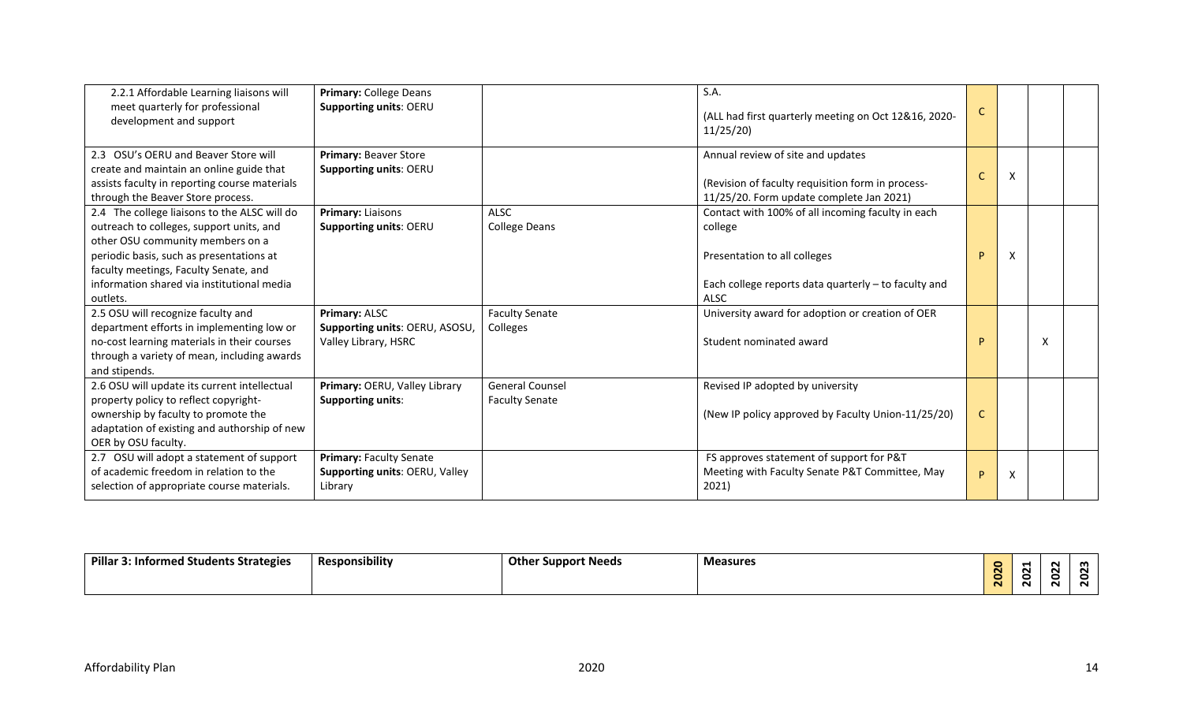| | | | | | | | |
|---|---|---|---|---|---|---|---|
| 2.2.1 Affordable Learning liaisons will meet quarterly for professional development and support | **Primary:** College Deans<br>**Supporting units**: OERU | | S.A.<br><br>(ALL had first quarterly meeting on Oct 12&16, 2020- 11/25/20) | C | | | |
| 2.3 OSU's OERU and Beaver Store will create and maintain an online guide that assists faculty in reporting course materials through the Beaver Store process. | **Primary:** Beaver Store<br>**Supporting units**: OERU | | Annual review of site and updates<br><br>(Revision of faculty requisition form in process- 11/25/20. Form update complete Jan 2021) | C | X | | |
| 2.4 The college liaisons to the ALSC will do outreach to colleges, support units, and other OSU community members on a periodic basis, such as presentations at faculty meetings, Faculty Senate, and information shared via institutional media outlets. | **Primary:** Liaisons<br>**Supporting units**: OERU | ALSC<br>College Deans | Contact with 100% of all incoming faculty in each college<br><br>Presentation to all colleges<br><br>Each college reports data quarterly – to faculty and ALSC | P | X | | |
| 2.5 OSU will recognize faculty and department efforts in implementing low or no-cost learning materials in their courses through a variety of mean, including awards and stipends. | **Primary:** ALSC<br>**Supporting units**: OERU, ASOSU, Valley Library, HSRC | Faculty Senate<br>Colleges | University award for adoption or creation of OER<br><br>Student nominated award | P | | X | |
| 2.6 OSU will update its current intellectual property policy to reflect copyright-ownership by faculty to promote the adaptation of existing and authorship of new OER by OSU faculty. | **Primary:** OERU, Valley Library<br>**Supporting units**: | General Counsel<br>Faculty Senate | Revised IP adopted by university<br><br>(New IP policy approved by Faculty Union-11/25/20) | C | | | |
| 2.7 OSU will adopt a statement of support of academic freedom in relation to the selection of appropriate course materials. | **Primary:** Faculty Senate<br>**Supporting units**: OERU, Valley Library | | FS approves statement of support for P&T Meeting with Faculty Senate P&T Committee, May 2021) | P | X | | |

| **Pillar 3: Informed Students Strategies** | **Responsibility** | **Other Support Needs** | **Measures** | **2020** | **2021** | **2022** | **2023** |
|---|---|---|---|---|---|---|---|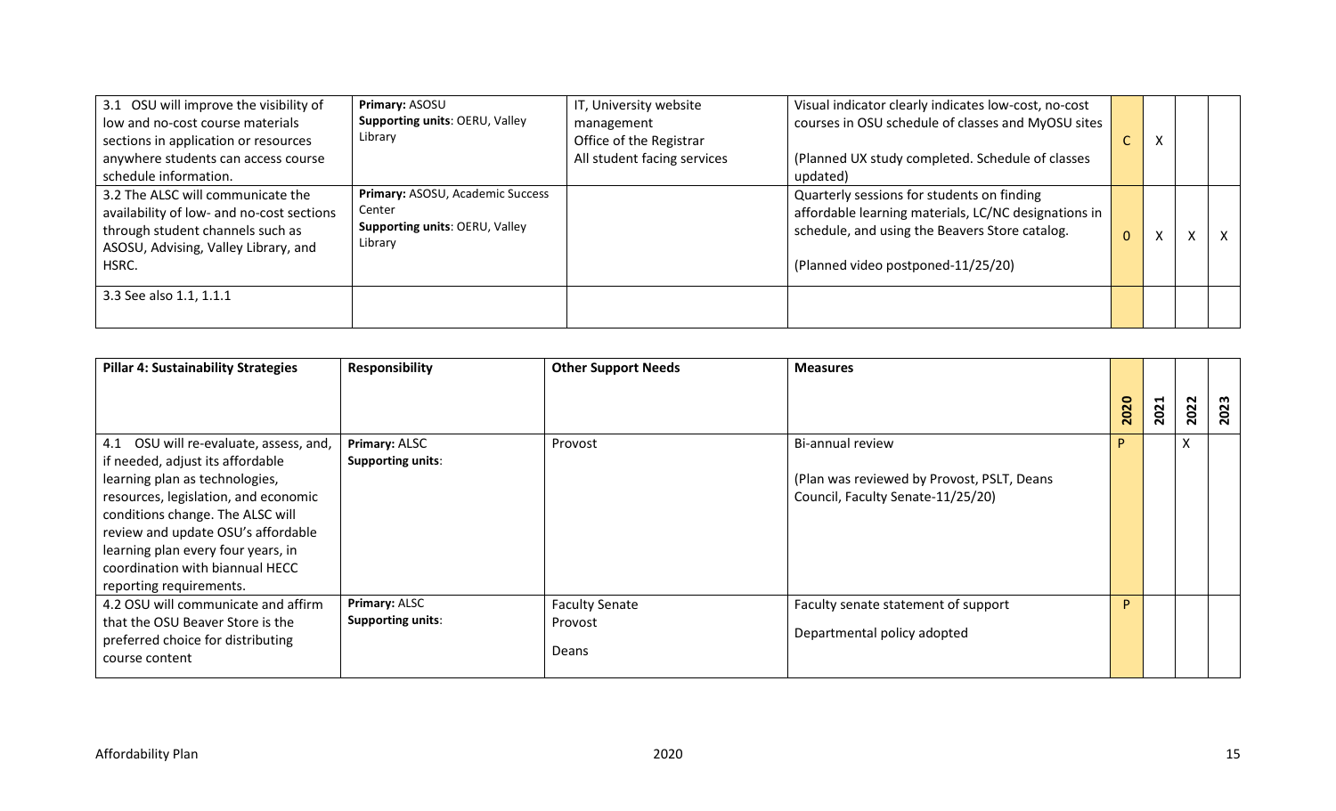| | | | | | | | |
|---|---|---|---|---|---|---|---|
| 3.1 OSU will improve the visibility of low and no-cost course materials sections in application or resources anywhere students can access course schedule information. | **Primary:** ASOSU<br>**Supporting units**: OERU, Valley Library | IT, University website management<br>Office of the Registrar<br>All student facing services | Visual indicator clearly indicates low-cost, no-cost courses in OSU schedule of classes and MyOSU sites<br><br>(Planned UX study completed. Schedule of classes updated) | C | X | | |
| 3.2 The ALSC will communicate the availability of low- and no-cost sections through student channels such as ASOSU, Advising, Valley Library, and HSRC. | **Primary:** ASOSU, Academic Success Center<br>**Supporting units**: OERU, Valley Library | | Quarterly sessions for students on finding affordable learning materials, LC/NC designations in schedule, and using the Beavers Store catalog.<br><br>(Planned video postponed-11/25/20) | 0 | X | X | X |
| 3.3 See also 1.1, 1.1.1 | | | | | | | |

| **Pillar 4: Sustainability Strategies** | **Responsibility** | **Other Support Needs** | **Measures** | **2020** | **2021** | **2022** | **2023** |
|---|---|---|---|---|---|---|---|
| 4.1 OSU will re-evaluate, assess, and, if needed, adjust its affordable learning plan as technologies, resources, legislation, and economic conditions change. The ALSC will review and update OSU's affordable learning plan every four years, in coordination with biannual HECC reporting requirements. | **Primary:** ALSC<br>**Supporting units**: | Provost | Bi-annual review<br><br>(Plan was reviewed by Provost, PSLT, Deans Council, Faculty Senate-11/25/20) | P | | X | |
| 4.2 OSU will communicate and affirm that the OSU Beaver Store is the preferred choice for distributing course content | **Primary:** ALSC<br>**Supporting units**: | Faculty Senate<br>Provost<br>Deans | Faculty senate statement of support<br>Departmental policy adopted | P | | | |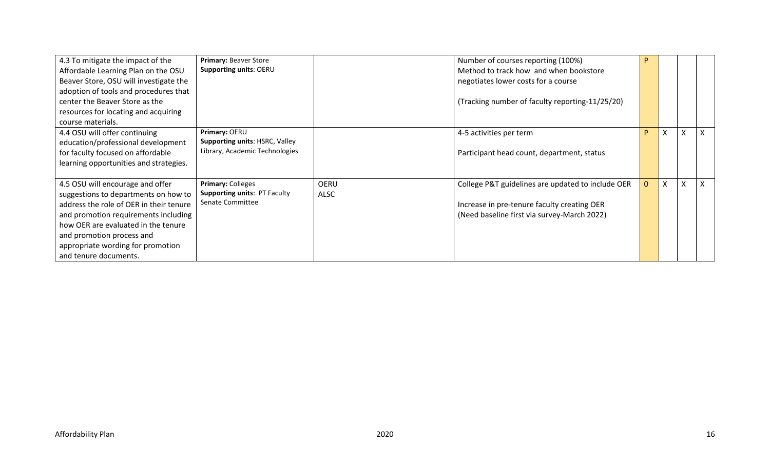| | | | | | | | |
|---|---|---|---|---|---|---|---|
| 4.3 To mitigate the impact of the Affordable Learning Plan on the OSU Beaver Store, OSU will investigate the adoption of tools and procedures that center the Beaver Store as the resources for locating and acquiring course materials. | **Primary:** Beaver Store<br>**Supporting units**: OERU | | Number of courses reporting (100%)<br>Method to track how and when bookstore negotiates lower costs for a course<br><br>(Tracking number of faculty reporting-11/25/20) | P | | | |
| 4.4 OSU will offer continuing education/professional development for faculty focused on affordable learning opportunities and strategies. | **Primary:** OERU<br>**Supporting units**: HSRC, Valley Library, Academic Technologies | | 4-5 activities per term<br><br>Participant head count, department, status | P | X | X | X |
| 4.5 OSU will encourage and offer suggestions to departments on how to address the role of OER in their tenure and promotion requirements including how OER are evaluated in the tenure and promotion process and appropriate wording for promotion and tenure documents. | **Primary:** Colleges<br>**Supporting units**: PT Faculty Senate Committee | OERU<br>ALSC | College P&T guidelines are updated to include OER<br><br>Increase in pre-tenure faculty creating OER<br>(Need baseline first via survey-March 2022) | O | X | X | X |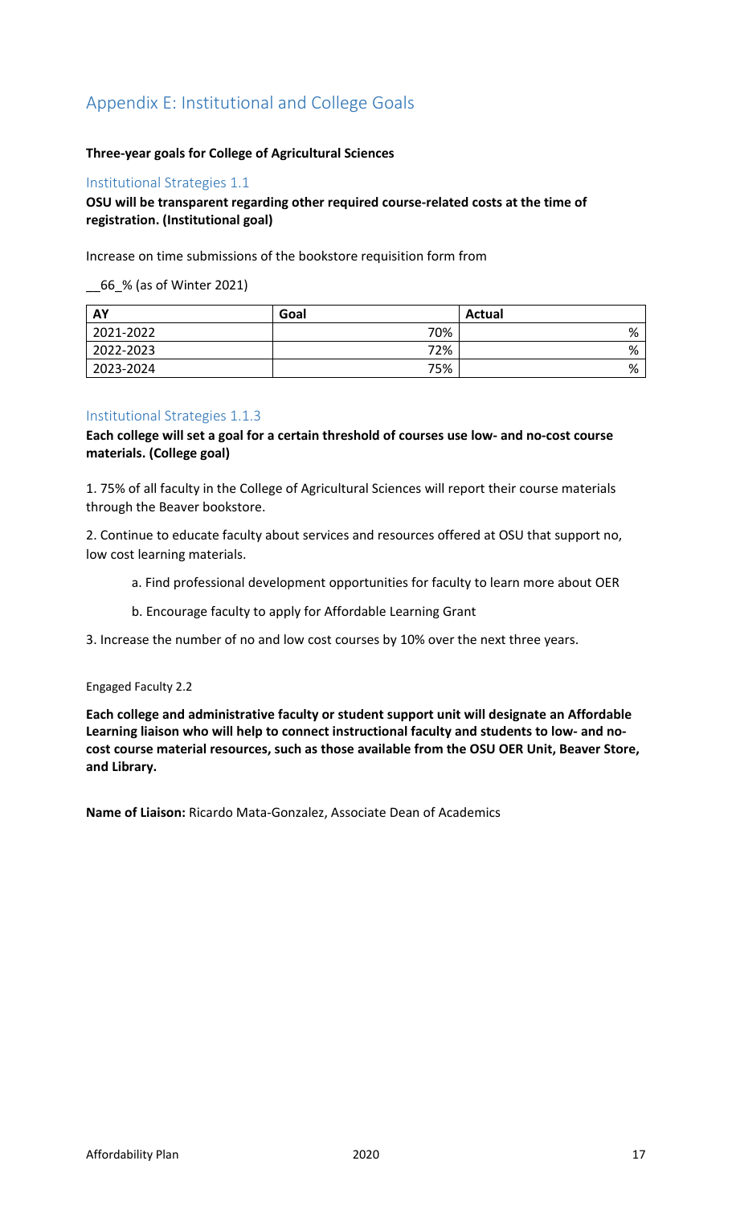# Appendix E: Institutional and College Goals

**Three-year goals for College of Agricultural Sciences**

### Institutional Strategies 1.1

**OSU will be transparent regarding other required course-related costs at the time of registration. (Institutional goal)**

Increase on time submissions of the bookstore requisition form from

__66_% (as of Winter 2021)

| AY | Goal | Actual |
|---|---|---|
| 2021-2022 | 70% | % |
| 2022-2023 | 72% | % |
| 2023-2024 | 75% | % |

### Institutional Strategies 1.1.3

**Each college will set a goal for a certain threshold of courses use low- and no-cost course materials. (College goal)**

1. 75% of all faculty in the College of Agricultural Sciences will report their course materials through the Beaver bookstore.

2. Continue to educate faculty about services and resources offered at OSU that support no, low cost learning materials.

    a. Find professional development opportunities for faculty to learn more about OER

    b. Encourage faculty to apply for Affordable Learning Grant

3. Increase the number of no and low cost courses by 10% over the next three years.

Engaged Faculty 2.2

**Each college and administrative faculty or student support unit will designate an Affordable Learning liaison who will help to connect instructional faculty and students to low- and no-cost course material resources, such as those available from the OSU OER Unit, Beaver Store, and Library.**

**Name of Liaison:** Ricardo Mata-Gonzalez, Associate Dean of Academics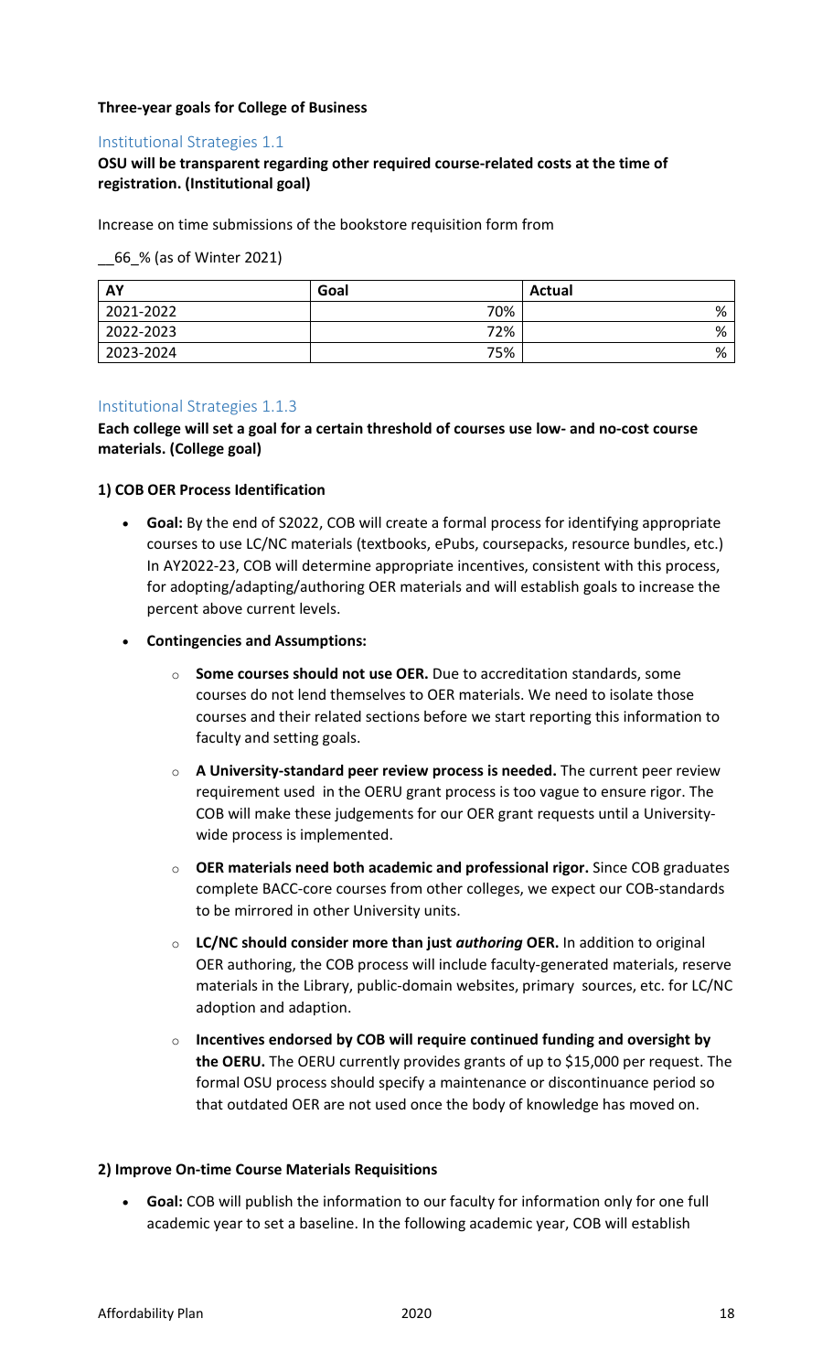**Three-year goals for College of Business**

### Institutional Strategies 1.1

**OSU will be transparent regarding other required course-related costs at the time of registration. (Institutional goal)**

Increase on time submissions of the bookstore requisition form from

__66_% (as of Winter 2021)

| AY | Goal | Actual |
|---|---|---|
| 2021-2022 | 70% | % |
| 2022-2023 | 72% | % |
| 2023-2024 | 75% | % |

### Institutional Strategies 1.1.3

**Each college will set a goal for a certain threshold of courses use low- and no-cost course materials. (College goal)**

**1) COB OER Process Identification**

- **Goal:** By the end of S2022, COB will create a formal process for identifying appropriate courses to use LC/NC materials (textbooks, ePubs, coursepacks, resource bundles, etc.) In AY2022-23, COB will determine appropriate incentives, consistent with this process, for adopting/adapting/authoring OER materials and will establish goals to increase the percent above current levels.
- **Contingencies and Assumptions:**
  - **Some courses should not use OER.** Due to accreditation standards, some courses do not lend themselves to OER materials. We need to isolate those courses and their related sections before we start reporting this information to faculty and setting goals.
  - **A University-standard peer review process is needed.** The current peer review requirement used in the OERU grant process is too vague to ensure rigor. The COB will make these judgements for our OER grant requests until a University-wide process is implemented.
  - **OER materials need both academic and professional rigor.** Since COB graduates complete BACC-core courses from other colleges, we expect our COB-standards to be mirrored in other University units.
  - **LC/NC should consider more than just *authoring* OER.** In addition to original OER authoring, the COB process will include faculty-generated materials, reserve materials in the Library, public-domain websites, primary sources, etc. for LC/NC adoption and adaption.
  - **Incentives endorsed by COB will require continued funding and oversight by the OERU.** The OERU currently provides grants of up to $15,000 per request. The formal OSU process should specify a maintenance or discontinuance period so that outdated OER are not used once the body of knowledge has moved on.

**2) Improve On-time Course Materials Requisitions**

- **Goal:** COB will publish the information to our faculty for information only for one full academic year to set a baseline. In the following academic year, COB will establish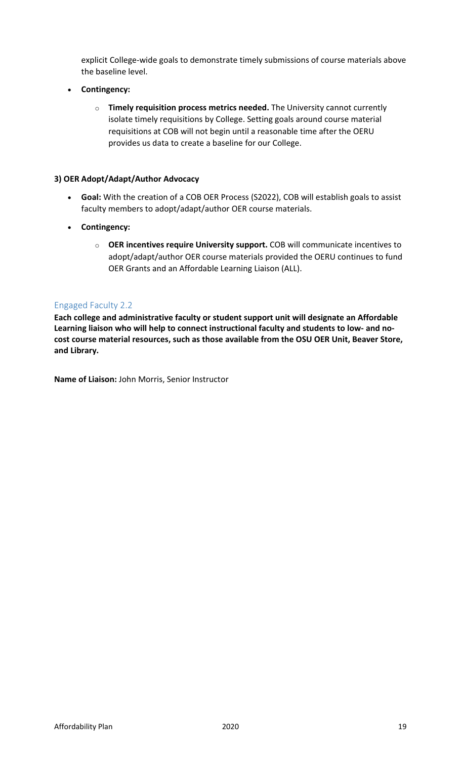explicit College-wide goals to demonstrate timely submissions of course materials above the baseline level.

- **Contingency:**
    - **Timely requisition process metrics needed.** The University cannot currently isolate timely requisitions by College. Setting goals around course material requisitions at COB will not begin until a reasonable time after the OERU provides us data to create a baseline for our College.

**3) OER Adopt/Adapt/Author Advocacy**

- **Goal:** With the creation of a COB OER Process (S2022), COB will establish goals to assist faculty members to adopt/adapt/author OER course materials.
- **Contingency:**
    - **OER incentives require University support.** COB will communicate incentives to adopt/adapt/author OER course materials provided the OERU continues to fund OER Grants and an Affordable Learning Liaison (ALL).

### Engaged Faculty 2.2

**Each college and administrative faculty or student support unit will designate an Affordable Learning liaison who will help to connect instructional faculty and students to low- and no-cost course material resources, such as those available from the OSU OER Unit, Beaver Store, and Library.**

**Name of Liaison:** John Morris, Senior Instructor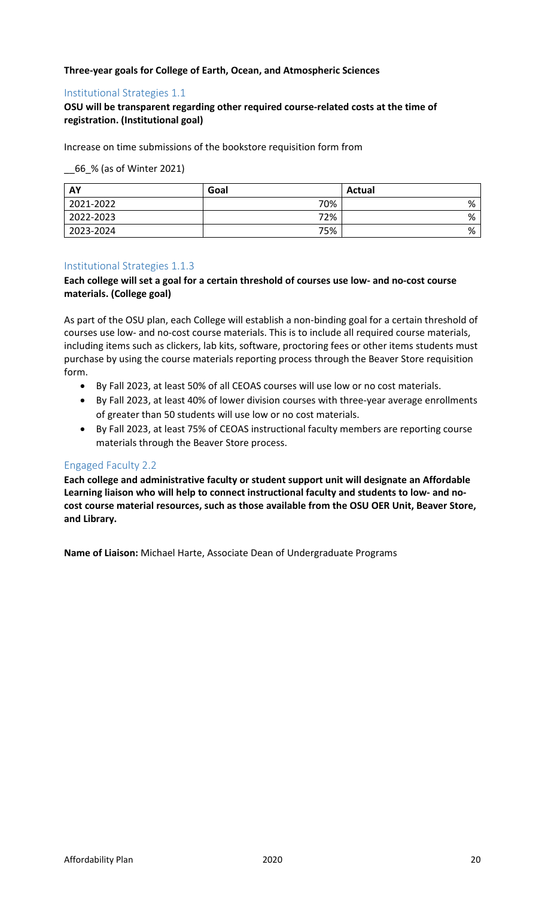**Three-year goals for College of Earth, Ocean, and Atmospheric Sciences**

## Institutional Strategies 1.1

**OSU will be transparent regarding other required course-related costs at the time of registration. (Institutional goal)**

Increase on time submissions of the bookstore requisition form from

__66_% (as of Winter 2021)

| AY | Goal | Actual |
|---|---|---|
| 2021-2022 | 70% | % |
| 2022-2023 | 72% | % |
| 2023-2024 | 75% | % |

## Institutional Strategies 1.1.3

**Each college will set a goal for a certain threshold of courses use low- and no-cost course materials. (College goal)**

As part of the OSU plan, each College will establish a non-binding goal for a certain threshold of courses use low- and no-cost course materials. This is to include all required course materials, including items such as clickers, lab kits, software, proctoring fees or other items students must purchase by using the course materials reporting process through the Beaver Store requisition form.

- By Fall 2023, at least 50% of all CEOAS courses will use low or no cost materials.
- By Fall 2023, at least 40% of lower division courses with three-year average enrollments of greater than 50 students will use low or no cost materials.
- By Fall 2023, at least 75% of CEOAS instructional faculty members are reporting course materials through the Beaver Store process.

## Engaged Faculty 2.2

**Each college and administrative faculty or student support unit will designate an Affordable Learning liaison who will help to connect instructional faculty and students to low- and no-cost course material resources, such as those available from the OSU OER Unit, Beaver Store, and Library.**

**Name of Liaison:** Michael Harte, Associate Dean of Undergraduate Programs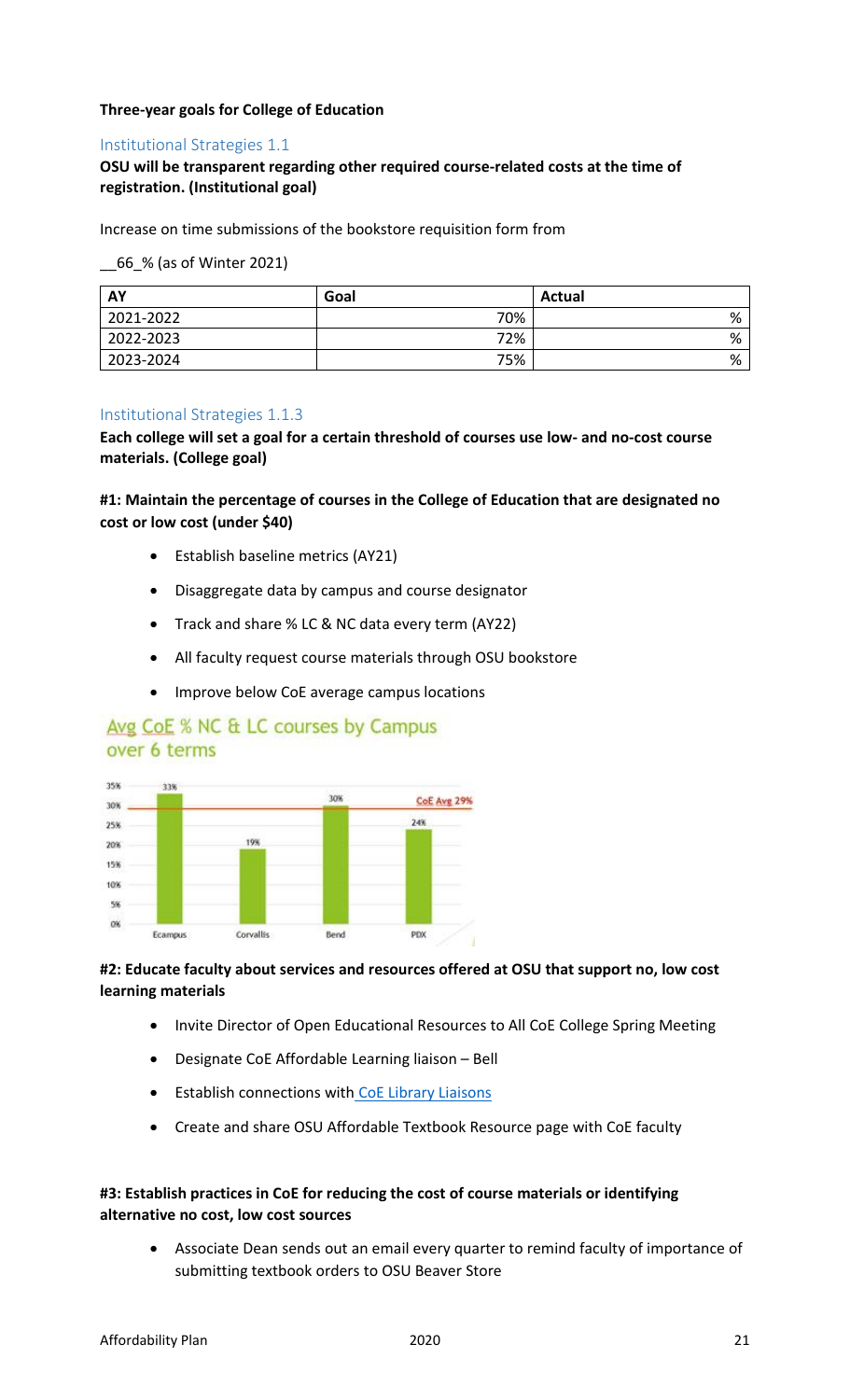**Three-year goals for College of Education**

### Institutional Strategies 1.1

**OSU will be transparent regarding other required course-related costs at the time of registration. (Institutional goal)**

Increase on time submissions of the bookstore requisition form from

__66_% (as of Winter 2021)

| AY | Goal | Actual |
|---|---|---|
| 2021-2022 | 70% | % |
| 2022-2023 | 72% | % |
| 2023-2024 | 75% | % |

### Institutional Strategies 1.1.3

**Each college will set a goal for a certain threshold of courses use low- and no-cost course materials. (College goal)**

**#1: Maintain the percentage of courses in the College of Education that are designated no cost or low cost (under $40)**

- Establish baseline metrics (AY21)
- Disaggregate data by campus and course designator
- Track and share % LC & NC data every term (AY22)
- All faculty request course materials through OSU bookstore
- Improve below CoE average campus locations

Avg CoE % NC & LC courses by Campus over 6 terms

| Campus | % NC & LC courses |
|---|---|
| Ecampus | 33% |
| Corvallis | 19% |
| Bend | 30% |
| PDX | 24% |

CoE Avg 29%

**#2: Educate faculty about services and resources offered at OSU that support no, low cost learning materials**

- Invite Director of Open Educational Resources to All CoE College Spring Meeting
- Designate CoE Affordable Learning liaison – Bell
- Establish connections with CoE Library Liaisons
- Create and share OSU Affordable Textbook Resource page with CoE faculty

**#3: Establish practices in CoE for reducing the cost of course materials or identifying alternative no cost, low cost sources**

- Associate Dean sends out an email every quarter to remind faculty of importance of submitting textbook orders to OSU Beaver Store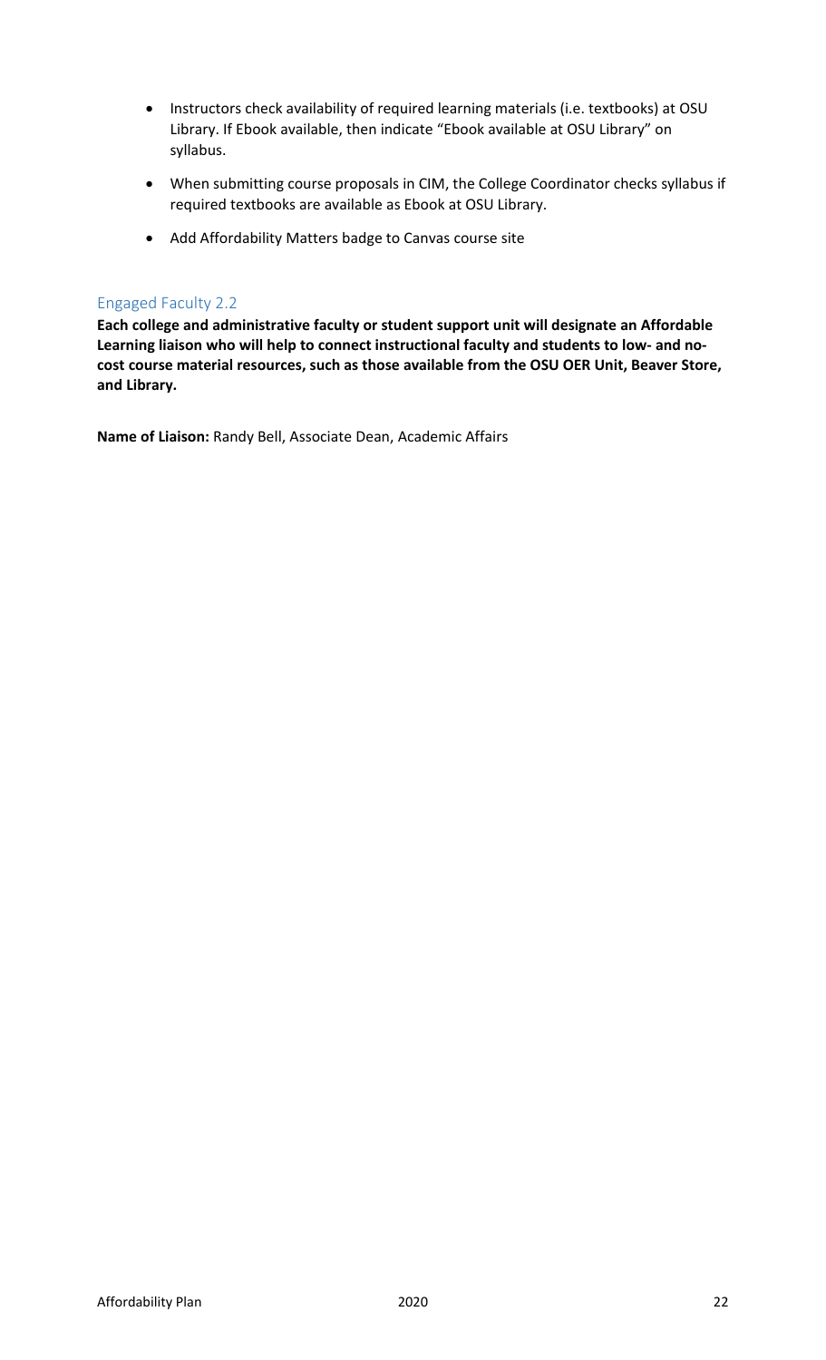- Instructors check availability of required learning materials (i.e. textbooks) at OSU Library. If Ebook available, then indicate "Ebook available at OSU Library" on syllabus.
- When submitting course proposals in CIM, the College Coordinator checks syllabus if required textbooks are available as Ebook at OSU Library.
- Add Affordability Matters badge to Canvas course site

### Engaged Faculty 2.2

**Each college and administrative faculty or student support unit will designate an Affordable Learning liaison who will help to connect instructional faculty and students to low- and no-cost course material resources, such as those available from the OSU OER Unit, Beaver Store, and Library.**

**Name of Liaison:** Randy Bell, Associate Dean, Academic Affairs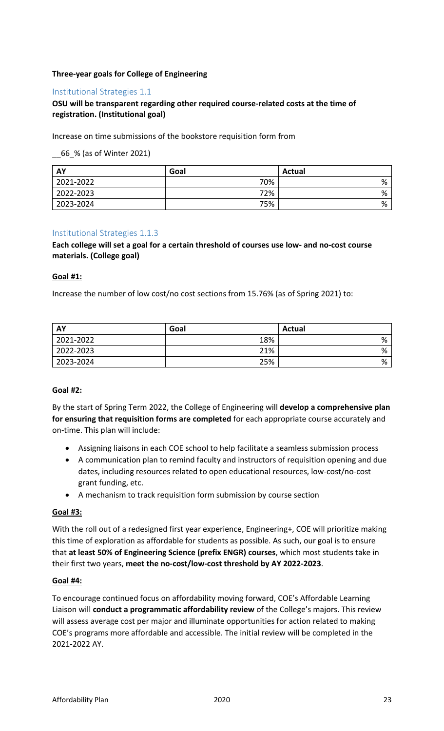**Three-year goals for College of Engineering**

## Institutional Strategies 1.1

**OSU will be transparent regarding other required course-related costs at the time of registration. (Institutional goal)**

Increase on time submissions of the bookstore requisition form from

__66_% (as of Winter 2021)

| AY | Goal | Actual |
|---|---|---|
| 2021-2022 | 70% | % |
| 2022-2023 | 72% | % |
| 2023-2024 | 75% | % |

## Institutional Strategies 1.1.3

**Each college will set a goal for a certain threshold of courses use low- and no-cost course materials. (College goal)**

**Goal #1:**

Increase the number of low cost/no cost sections from 15.76% (as of Spring 2021) to:

| AY | Goal | Actual |
|---|---|---|
| 2021-2022 | 18% | % |
| 2022-2023 | 21% | % |
| 2023-2024 | 25% | % |

**Goal #2:**

By the start of Spring Term 2022, the College of Engineering will **develop a comprehensive plan for ensuring that requisition forms are completed** for each appropriate course accurately and on-time. This plan will include:

- Assigning liaisons in each COE school to help facilitate a seamless submission process
- A communication plan to remind faculty and instructors of requisition opening and due dates, including resources related to open educational resources, low-cost/no-cost grant funding, etc.
- A mechanism to track requisition form submission by course section

**Goal #3:**

With the roll out of a redesigned first year experience, Engineering+, COE will prioritize making this time of exploration as affordable for students as possible. As such, our goal is to ensure that **at least 50% of Engineering Science (prefix ENGR) courses**, which most students take in their first two years, **meet the no-cost/low-cost threshold by AY 2022-2023**.

**Goal #4:**

To encourage continued focus on affordability moving forward, COE's Affordable Learning Liaison will **conduct a programmatic affordability review** of the College's majors. This review will assess average cost per major and illuminate opportunities for action related to making COE's programs more affordable and accessible. The initial review will be completed in the 2021-2022 AY.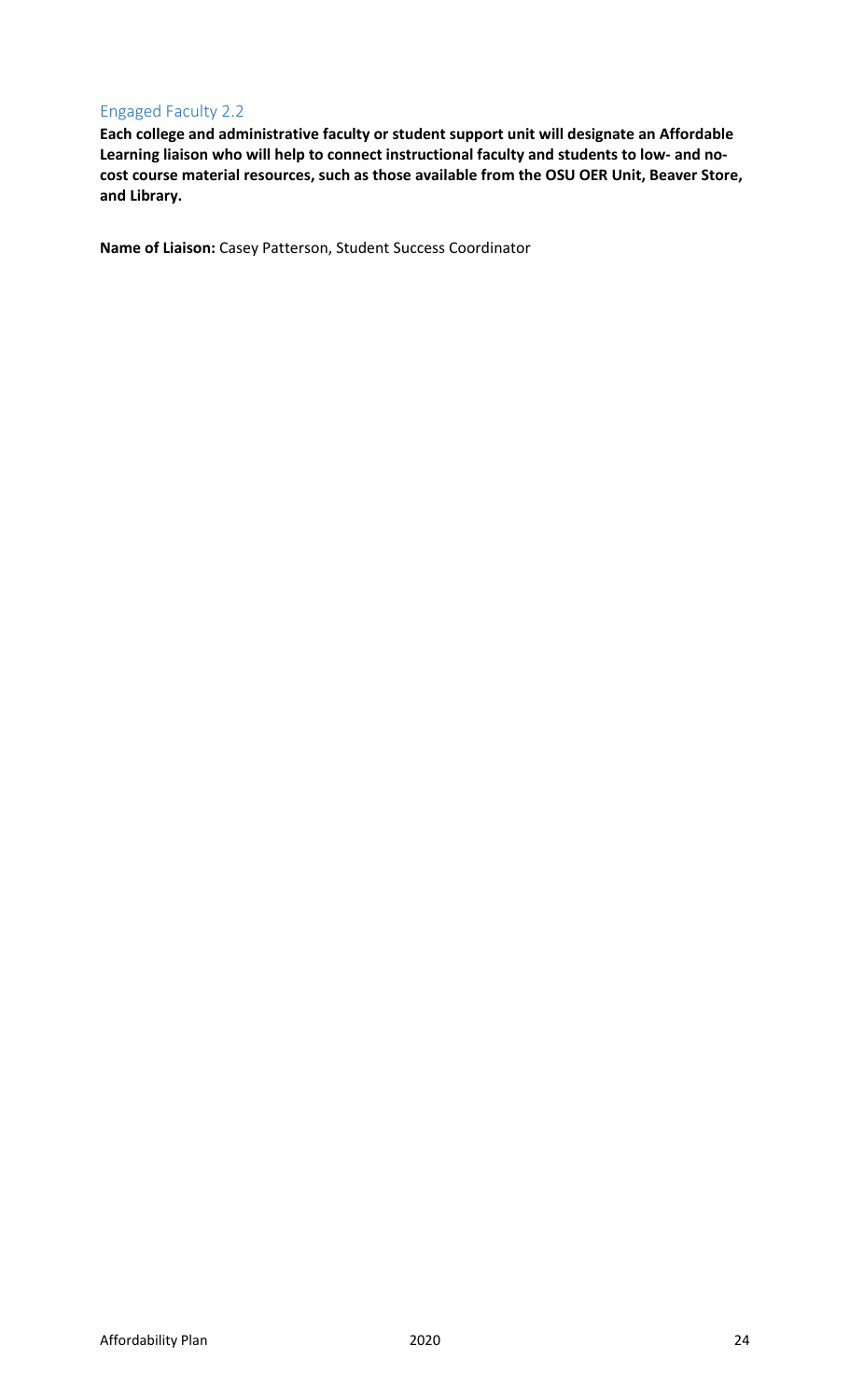### Engaged Faculty 2.2

**Each college and administrative faculty or student support unit will designate an Affordable Learning liaison who will help to connect instructional faculty and students to low- and no-cost course material resources, such as those available from the OSU OER Unit, Beaver Store, and Library.**

**Name of Liaison:** Casey Patterson, Student Success Coordinator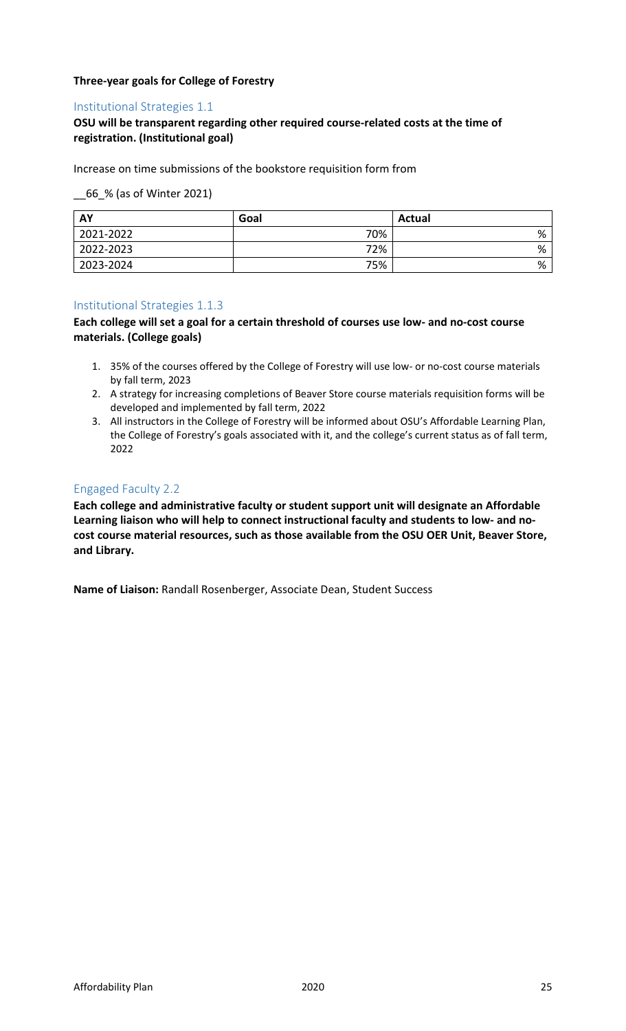**Three-year goals for College of Forestry**

## Institutional Strategies 1.1

**OSU will be transparent regarding other required course-related costs at the time of registration. (Institutional goal)**

Increase on time submissions of the bookstore requisition form from

__66_% (as of Winter 2021)

| AY | Goal | Actual |
|---|---|---|
| 2021-2022 | 70% | % |
| 2022-2023 | 72% | % |
| 2023-2024 | 75% | % |

## Institutional Strategies 1.1.3

**Each college will set a goal for a certain threshold of courses use low- and no-cost course materials. (College goals)**

1. 35% of the courses offered by the College of Forestry will use low- or no-cost course materials by fall term, 2023
2. A strategy for increasing completions of Beaver Store course materials requisition forms will be developed and implemented by fall term, 2022
3. All instructors in the College of Forestry will be informed about OSU's Affordable Learning Plan, the College of Forestry's goals associated with it, and the college's current status as of fall term, 2022

## Engaged Faculty 2.2

**Each college and administrative faculty or student support unit will designate an Affordable Learning liaison who will help to connect instructional faculty and students to low- and no-cost course material resources, such as those available from the OSU OER Unit, Beaver Store, and Library.**

**Name of Liaison:** Randall Rosenberger, Associate Dean, Student Success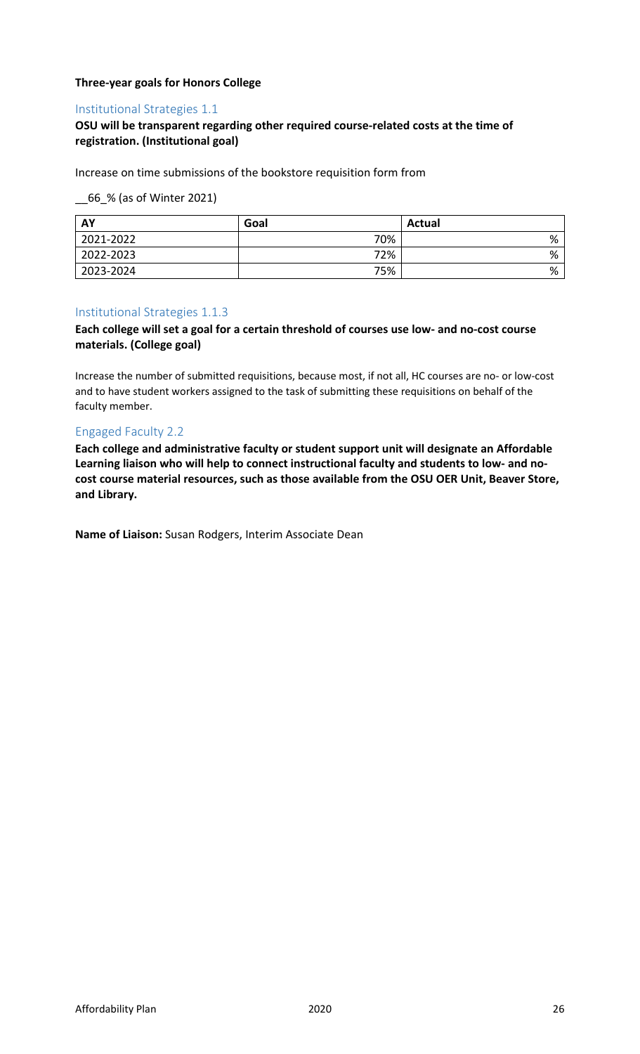**Three-year goals for Honors College**

## Institutional Strategies 1.1

**OSU will be transparent regarding other required course-related costs at the time of registration. (Institutional goal)**

Increase on time submissions of the bookstore requisition form from

__66_% (as of Winter 2021)

| AY | Goal | Actual |
|---|---|---|
| 2021-2022 | 70% | % |
| 2022-2023 | 72% | % |
| 2023-2024 | 75% | % |

## Institutional Strategies 1.1.3

**Each college will set a goal for a certain threshold of courses use low- and no-cost course materials. (College goal)**

Increase the number of submitted requisitions, because most, if not all, HC courses are no- or low-cost and to have student workers assigned to the task of submitting these requisitions on behalf of the faculty member.

## Engaged Faculty 2.2

**Each college and administrative faculty or student support unit will designate an Affordable Learning liaison who will help to connect instructional faculty and students to low- and no-cost course material resources, such as those available from the OSU OER Unit, Beaver Store, and Library.**

**Name of Liaison:** Susan Rodgers, Interim Associate Dean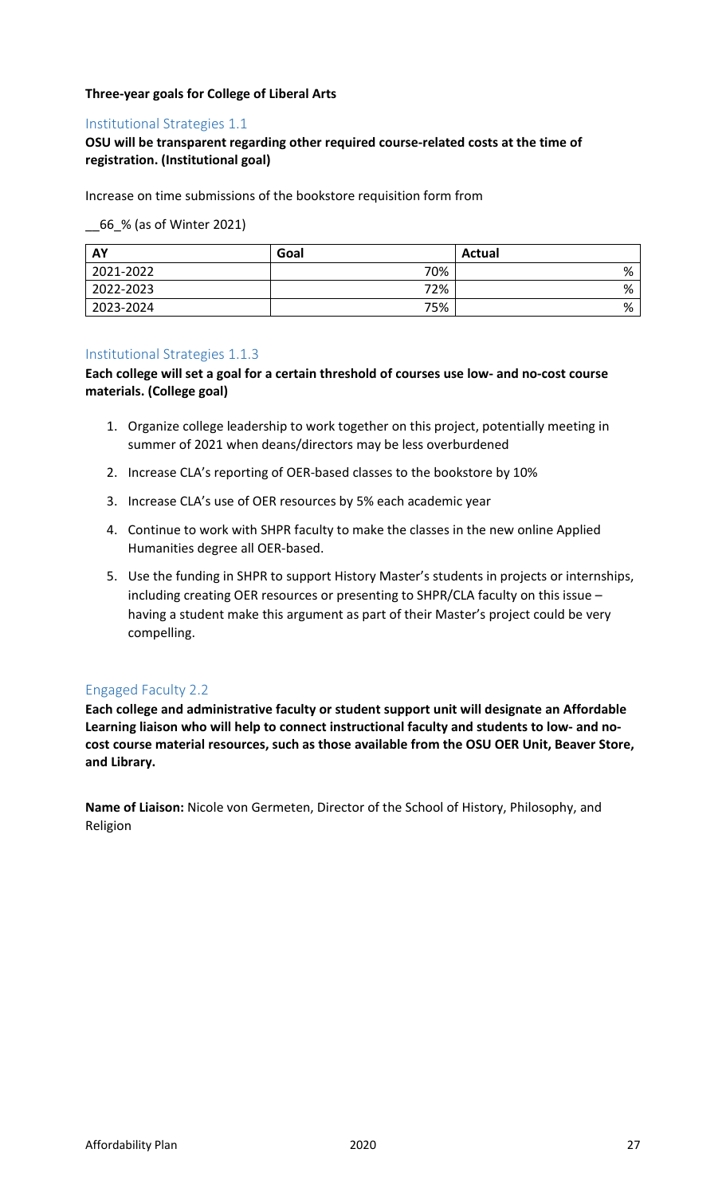**Three-year goals for College of Liberal Arts**

### Institutional Strategies 1.1

**OSU will be transparent regarding other required course-related costs at the time of registration. (Institutional goal)**

Increase on time submissions of the bookstore requisition form from

__66_% (as of Winter 2021)

| AY | Goal | Actual |
|---|---|---|
| 2021-2022 | 70% | % |
| 2022-2023 | 72% | % |
| 2023-2024 | 75% | % |

### Institutional Strategies 1.1.3

**Each college will set a goal for a certain threshold of courses use low- and no-cost course materials. (College goal)**

1. Organize college leadership to work together on this project, potentially meeting in summer of 2021 when deans/directors may be less overburdened
2. Increase CLA's reporting of OER-based classes to the bookstore by 10%
3. Increase CLA's use of OER resources by 5% each academic year
4. Continue to work with SHPR faculty to make the classes in the new online Applied Humanities degree all OER-based.
5. Use the funding in SHPR to support History Master's students in projects or internships, including creating OER resources or presenting to SHPR/CLA faculty on this issue – having a student make this argument as part of their Master's project could be very compelling.

### Engaged Faculty 2.2

**Each college and administrative faculty or student support unit will designate an Affordable Learning liaison who will help to connect instructional faculty and students to low- and no-cost course material resources, such as those available from the OSU OER Unit, Beaver Store, and Library.**

**Name of Liaison:** Nicole von Germeten, Director of the School of History, Philosophy, and Religion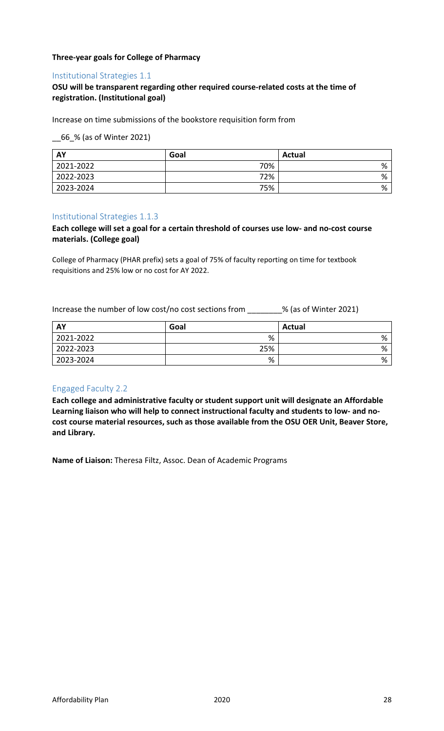**Three-year goals for College of Pharmacy**

## Institutional Strategies 1.1

**OSU will be transparent regarding other required course-related costs at the time of registration. (Institutional goal)**

Increase on time submissions of the bookstore requisition form from

__66_% (as of Winter 2021)

| AY | Goal | Actual |
|---|---|---|
| 2021-2022 | 70% | % |
| 2022-2023 | 72% | % |
| 2023-2024 | 75% | % |

## Institutional Strategies 1.1.3

**Each college will set a goal for a certain threshold of courses use low- and no-cost course materials. (College goal)**

College of Pharmacy (PHAR prefix) sets a goal of 75% of faculty reporting on time for textbook requisitions and 25% low or no cost for AY 2022.

Increase the number of low cost/no cost sections from ________% (as of Winter 2021)

| AY | Goal | Actual |
|---|---|---|
| 2021-2022 | % | % |
| 2022-2023 | 25% | % |
| 2023-2024 | % | % |

## Engaged Faculty 2.2

**Each college and administrative faculty or student support unit will designate an Affordable Learning liaison who will help to connect instructional faculty and students to low- and no-cost course material resources, such as those available from the OSU OER Unit, Beaver Store, and Library.**

**Name of Liaison:** Theresa Filtz, Assoc. Dean of Academic Programs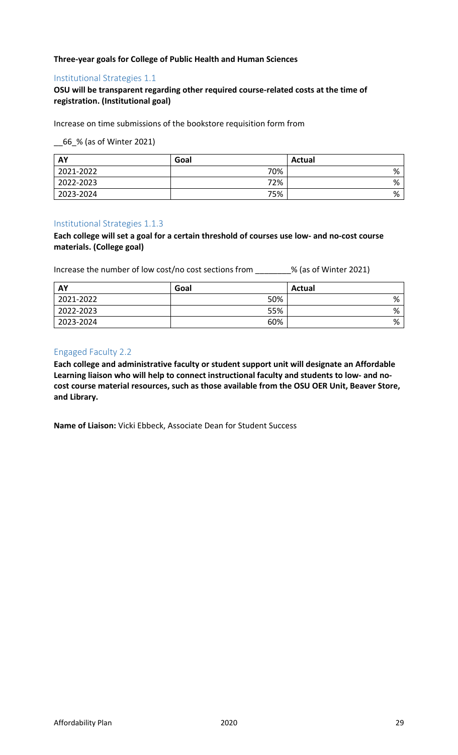**Three-year goals for College of Public Health and Human Sciences**

### Institutional Strategies 1.1

**OSU will be transparent regarding other required course-related costs at the time of registration. (Institutional goal)**

Increase on time submissions of the bookstore requisition form from

__66_% (as of Winter 2021)

| AY | Goal | Actual |
|---|---|---|
| 2021-2022 | 70% | % |
| 2022-2023 | 72% | % |
| 2023-2024 | 75% | % |

### Institutional Strategies 1.1.3

**Each college will set a goal for a certain threshold of courses use low- and no-cost course materials. (College goal)**

Increase the number of low cost/no cost sections from ________% (as of Winter 2021)

| AY | Goal | Actual |
|---|---|---|
| 2021-2022 | 50% | % |
| 2022-2023 | 55% | % |
| 2023-2024 | 60% | % |

### Engaged Faculty 2.2

**Each college and administrative faculty or student support unit will designate an Affordable Learning liaison who will help to connect instructional faculty and students to low- and no-cost course material resources, such as those available from the OSU OER Unit, Beaver Store, and Library.**

**Name of Liaison:** Vicki Ebbeck, Associate Dean for Student Success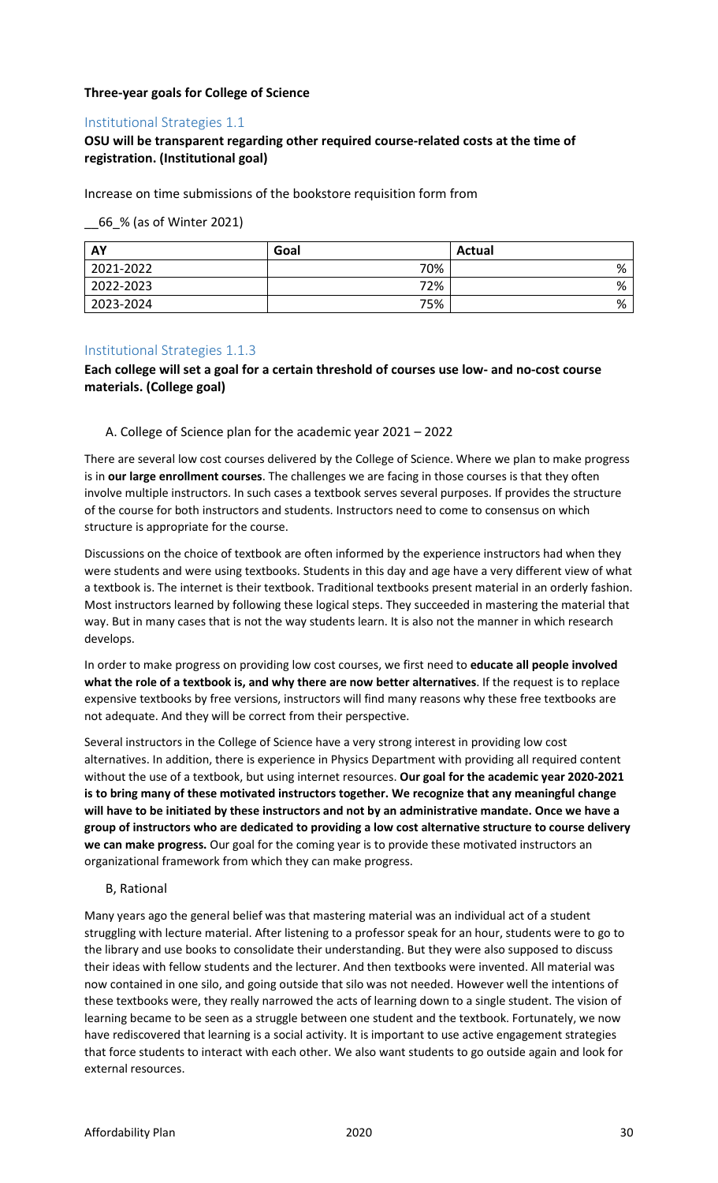**Three-year goals for College of Science**

### Institutional Strategies 1.1

**OSU will be transparent regarding other required course-related costs at the time of registration. (Institutional goal)**

Increase on time submissions of the bookstore requisition form from

__66_% (as of Winter 2021)

| AY | Goal | Actual |
|---|---|---|
| 2021-2022 | 70% | % |
| 2022-2023 | 72% | % |
| 2023-2024 | 75% | % |

### Institutional Strategies 1.1.3

**Each college will set a goal for a certain threshold of courses use low- and no-cost course materials. (College goal)**

A. College of Science plan for the academic year 2021 – 2022

There are several low cost courses delivered by the College of Science. Where we plan to make progress is in **our large enrollment courses**. The challenges we are facing in those courses is that they often involve multiple instructors. In such cases a textbook serves several purposes. If provides the structure of the course for both instructors and students. Instructors need to come to consensus on which structure is appropriate for the course.

Discussions on the choice of textbook are often informed by the experience instructors had when they were students and were using textbooks. Students in this day and age have a very different view of what a textbook is. The internet is their textbook. Traditional textbooks present material in an orderly fashion. Most instructors learned by following these logical steps. They succeeded in mastering the material that way. But in many cases that is not the way students learn. It is also not the manner in which research develops.

In order to make progress on providing low cost courses, we first need to **educate all people involved what the role of a textbook is, and why there are now better alternatives**. If the request is to replace expensive textbooks by free versions, instructors will find many reasons why these free textbooks are not adequate. And they will be correct from their perspective.

Several instructors in the College of Science have a very strong interest in providing low cost alternatives. In addition, there is experience in Physics Department with providing all required content without the use of a textbook, but using internet resources. **Our goal for the academic year 2020-2021 is to bring many of these motivated instructors together. We recognize that any meaningful change will have to be initiated by these instructors and not by an administrative mandate. Once we have a group of instructors who are dedicated to providing a low cost alternative structure to course delivery we can make progress.** Our goal for the coming year is to provide these motivated instructors an organizational framework from which they can make progress.

B, Rational

Many years ago the general belief was that mastering material was an individual act of a student struggling with lecture material. After listening to a professor speak for an hour, students were to go to the library and use books to consolidate their understanding. But they were also supposed to discuss their ideas with fellow students and the lecturer. And then textbooks were invented. All material was now contained in one silo, and going outside that silo was not needed. However well the intentions of these textbooks were, they really narrowed the acts of learning down to a single student. The vision of learning became to be seen as a struggle between one student and the textbook. Fortunately, we now have rediscovered that learning is a social activity. It is important to use active engagement strategies that force students to interact with each other. We also want students to go outside again and look for external resources.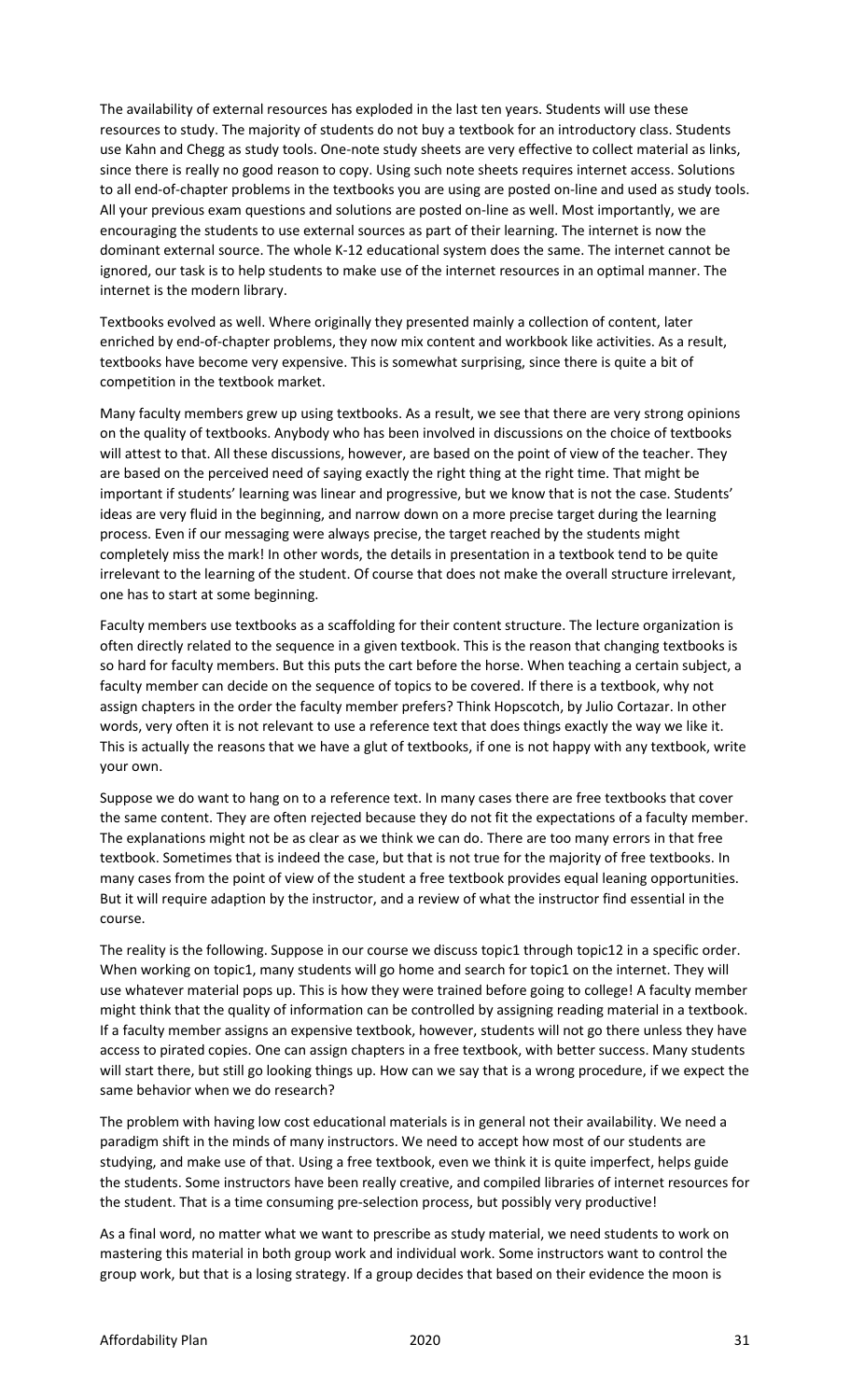The availability of external resources has exploded in the last ten years. Students will use these resources to study. The majority of students do not buy a textbook for an introductory class. Students use Kahn and Chegg as study tools. One-note study sheets are very effective to collect material as links, since there is really no good reason to copy. Using such note sheets requires internet access. Solutions to all end-of-chapter problems in the textbooks you are using are posted on-line and used as study tools. All your previous exam questions and solutions are posted on-line as well. Most importantly, we are encouraging the students to use external sources as part of their learning. The internet is now the dominant external source. The whole K-12 educational system does the same. The internet cannot be ignored, our task is to help students to make use of the internet resources in an optimal manner. The internet is the modern library.

Textbooks evolved as well. Where originally they presented mainly a collection of content, later enriched by end-of-chapter problems, they now mix content and workbook like activities. As a result, textbooks have become very expensive. This is somewhat surprising, since there is quite a bit of competition in the textbook market.

Many faculty members grew up using textbooks. As a result, we see that there are very strong opinions on the quality of textbooks. Anybody who has been involved in discussions on the choice of textbooks will attest to that. All these discussions, however, are based on the point of view of the teacher. They are based on the perceived need of saying exactly the right thing at the right time. That might be important if students' learning was linear and progressive, but we know that is not the case. Students' ideas are very fluid in the beginning, and narrow down on a more precise target during the learning process. Even if our messaging were always precise, the target reached by the students might completely miss the mark! In other words, the details in presentation in a textbook tend to be quite irrelevant to the learning of the student. Of course that does not make the overall structure irrelevant, one has to start at some beginning.

Faculty members use textbooks as a scaffolding for their content structure. The lecture organization is often directly related to the sequence in a given textbook. This is the reason that changing textbooks is so hard for faculty members. But this puts the cart before the horse. When teaching a certain subject, a faculty member can decide on the sequence of topics to be covered. If there is a textbook, why not assign chapters in the order the faculty member prefers? Think Hopscotch, by Julio Cortazar. In other words, very often it is not relevant to use a reference text that does things exactly the way we like it. This is actually the reasons that we have a glut of textbooks, if one is not happy with any textbook, write your own.

Suppose we do want to hang on to a reference text. In many cases there are free textbooks that cover the same content. They are often rejected because they do not fit the expectations of a faculty member. The explanations might not be as clear as we think we can do. There are too many errors in that free textbook. Sometimes that is indeed the case, but that is not true for the majority of free textbooks. In many cases from the point of view of the student a free textbook provides equal leaning opportunities. But it will require adaption by the instructor, and a review of what the instructor find essential in the course.

The reality is the following. Suppose in our course we discuss topic1 through topic12 in a specific order. When working on topic1, many students will go home and search for topic1 on the internet. They will use whatever material pops up. This is how they were trained before going to college! A faculty member might think that the quality of information can be controlled by assigning reading material in a textbook. If a faculty member assigns an expensive textbook, however, students will not go there unless they have access to pirated copies. One can assign chapters in a free textbook, with better success. Many students will start there, but still go looking things up. How can we say that is a wrong procedure, if we expect the same behavior when we do research?

The problem with having low cost educational materials is in general not their availability. We need a paradigm shift in the minds of many instructors. We need to accept how most of our students are studying, and make use of that. Using a free textbook, even we think it is quite imperfect, helps guide the students. Some instructors have been really creative, and compiled libraries of internet resources for the student. That is a time consuming pre-selection process, but possibly very productive!

As a final word, no matter what we want to prescribe as study material, we need students to work on mastering this material in both group work and individual work. Some instructors want to control the group work, but that is a losing strategy. If a group decides that based on their evidence the moon is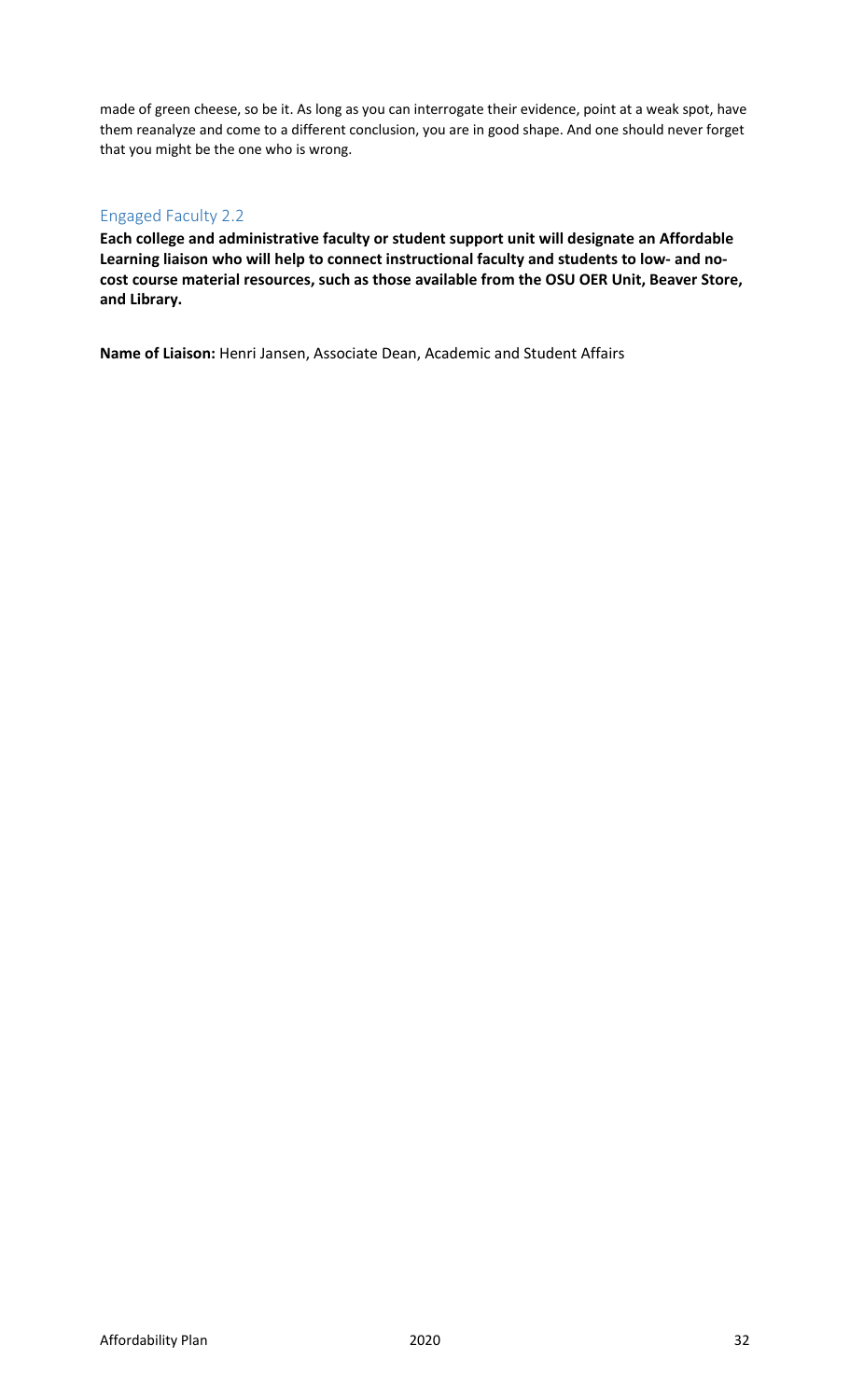made of green cheese, so be it. As long as you can interrogate their evidence, point at a weak spot, have them reanalyze and come to a different conclusion, you are in good shape. And one should never forget that you might be the one who is wrong.

### Engaged Faculty 2.2

**Each college and administrative faculty or student support unit will designate an Affordable Learning liaison who will help to connect instructional faculty and students to low- and no-cost course material resources, such as those available from the OSU OER Unit, Beaver Store, and Library.**

**Name of Liaison:** Henri Jansen, Associate Dean, Academic and Student Affairs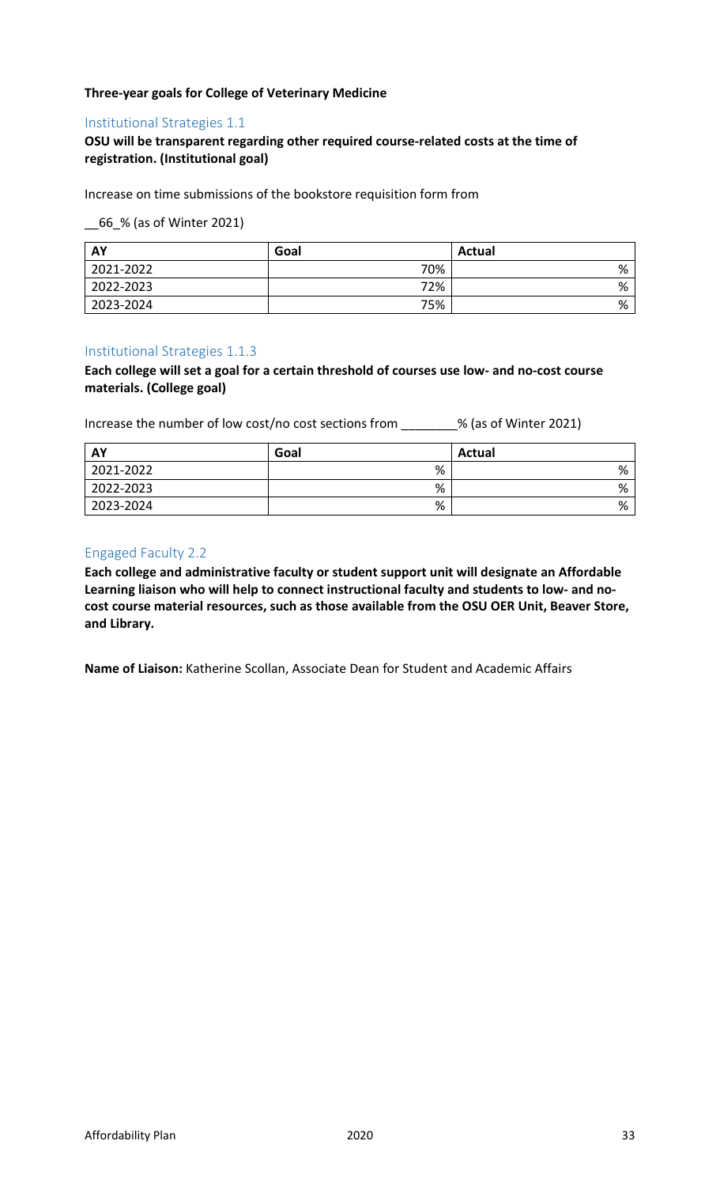**Three-year goals for College of Veterinary Medicine**

## Institutional Strategies 1.1

**OSU will be transparent regarding other required course-related costs at the time of registration. (Institutional goal)**

Increase on time submissions of the bookstore requisition form from

__66_% (as of Winter 2021)

| AY | Goal | Actual |
|---|---|---|
| 2021-2022 | 70% | % |
| 2022-2023 | 72% | % |
| 2023-2024 | 75% | % |

## Institutional Strategies 1.1.3

**Each college will set a goal for a certain threshold of courses use low- and no-cost course materials. (College goal)**

Increase the number of low cost/no cost sections from ________% (as of Winter 2021)

| AY | Goal | Actual |
|---|---|---|
| 2021-2022 | % | % |
| 2022-2023 | % | % |
| 2023-2024 | % | % |

## Engaged Faculty 2.2

**Each college and administrative faculty or student support unit will designate an Affordable Learning liaison who will help to connect instructional faculty and students to low- and no-cost course material resources, such as those available from the OSU OER Unit, Beaver Store, and Library.**

**Name of Liaison:** Katherine Scollan, Associate Dean for Student and Academic Affairs